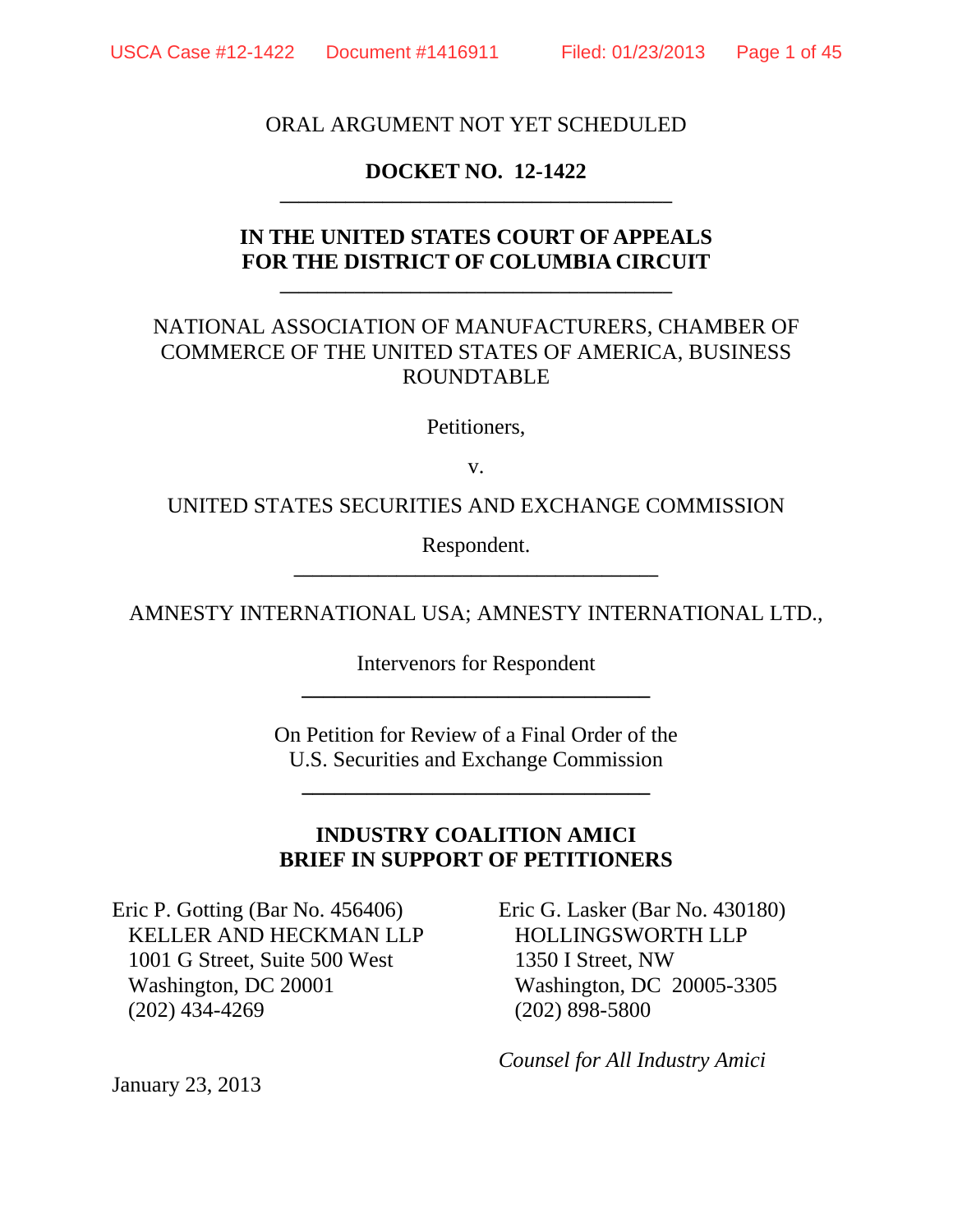ORAL ARGUMENT NOT YET SCHEDULED

**DOCKET NO. 12-1422**

---

**IN THE UNITED STATES COURT OF APPEALS FOR THE DISTRICT OF COLUMBIA CIRCUIT**

---

NATIONAL ASSOCIATION OF MANUFACTURERS, CHAMBER OF COMMERCE OF THE UNITED STATES OF AMERICA, BUSINESS ROUNDTABLE

Petitioners,

v.

UNITED STATES SECURITIES AND EXCHANGE COMMISSION

Respondent.

---

AMNESTY INTERNATIONAL USA; AMNESTY INTERNATIONAL LTD.,

Intervenors for Respondent

---

On Petition for Review of a Final Order of the U.S. Securities and Exchange Commission

---

**INDUSTRY COALITION AMICI BRIEF IN SUPPORT OF PETITIONERS**

Eric P. Gotting (Bar No. 456406)
KELLER AND HECKMAN LLP
1001 G Street, Suite 500 West
Washington, DC 20001
(202) 434-4269

Eric G. Lasker (Bar No. 430180)
HOLLINGSWORTH LLP
1350 I Street, NW
Washington, DC 20005-3305
(202) 898-5800

*Counsel for All Industry Amici*

January 23, 2013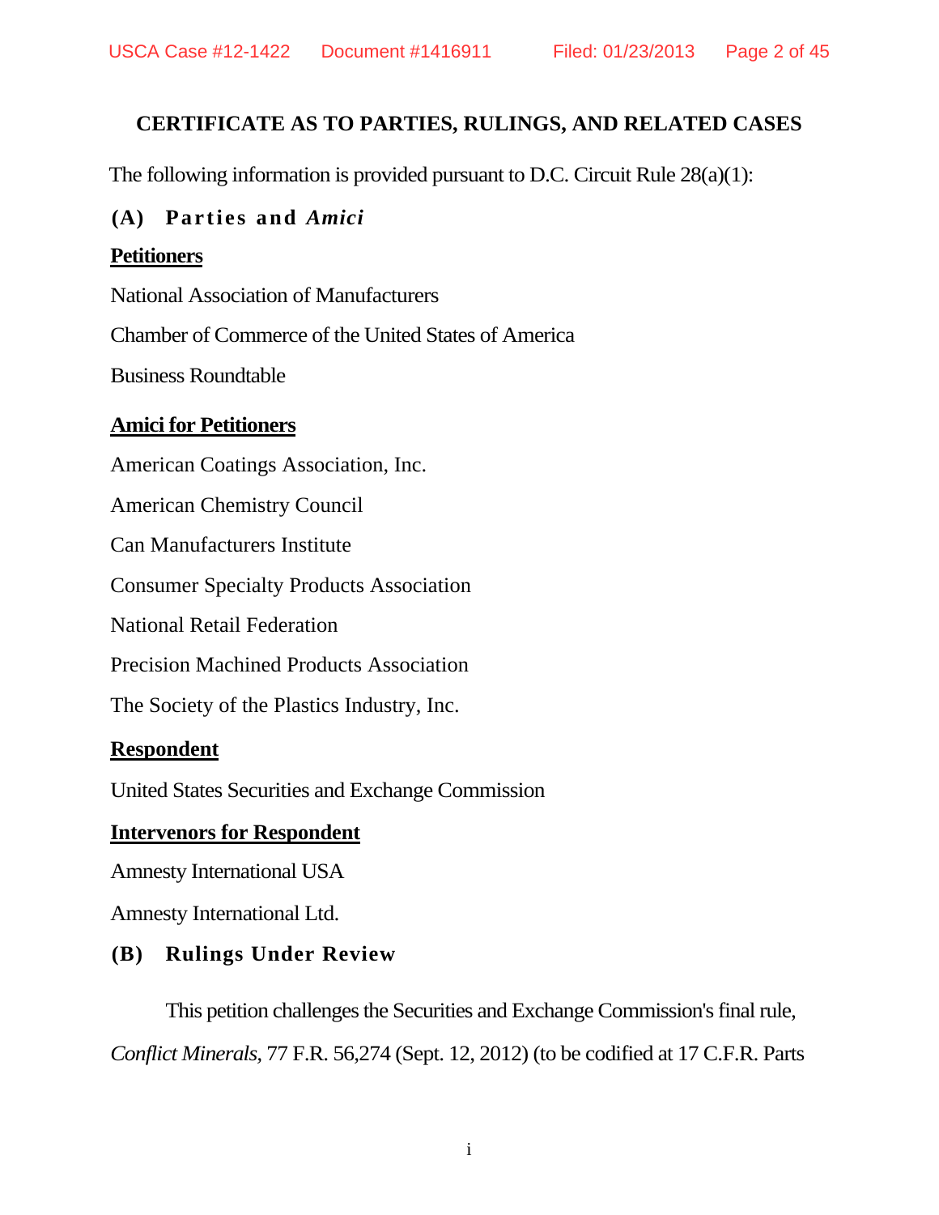# CERTIFICATE AS TO PARTIES, RULINGS, AND RELATED CASES

The following information is provided pursuant to D.C. Circuit Rule 28(a)(1):

## (A) Parties and *Amici*

**Petitioners**

National Association of Manufacturers

Chamber of Commerce of the United States of America

Business Roundtable

**Amici for Petitioners**

American Coatings Association, Inc.

American Chemistry Council

Can Manufacturers Institute

Consumer Specialty Products Association

National Retail Federation

Precision Machined Products Association

The Society of the Plastics Industry, Inc.

**Respondent**

United States Securities and Exchange Commission

**Intervenors for Respondent**

Amnesty International USA

Amnesty International Ltd.

## (B) Rulings Under Review

This petition challenges the Securities and Exchange Commission's final rule, *Conflict Minerals*, 77 F.R. 56,274 (Sept. 12, 2012) (to be codified at 17 C.F.R. Parts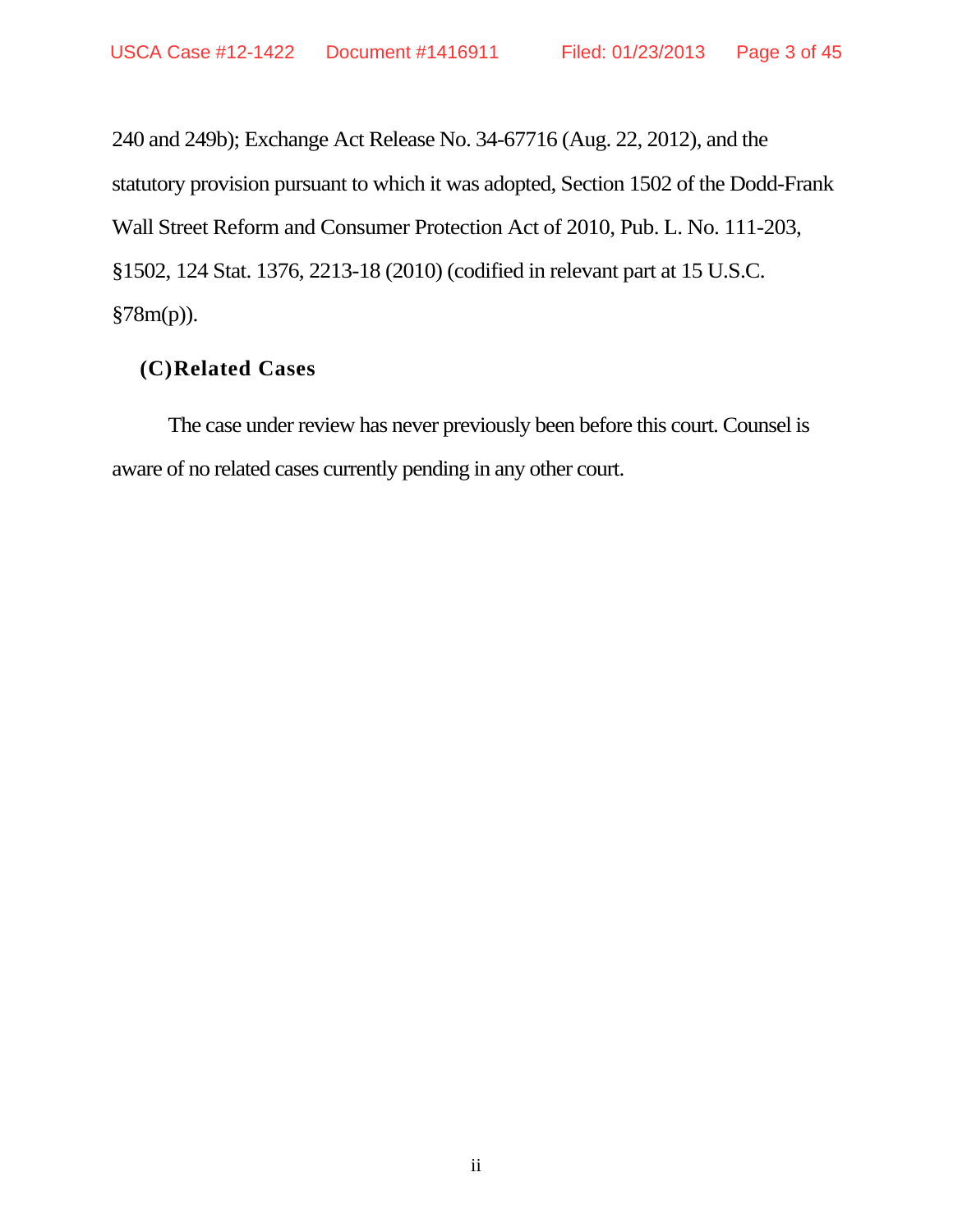240 and 249b); Exchange Act Release No. 34-67716 (Aug. 22, 2012), and the statutory provision pursuant to which it was adopted, Section 1502 of the Dodd-Frank Wall Street Reform and Consumer Protection Act of 2010, Pub. L. No. 111-203, §1502, 124 Stat. 1376, 2213-18 (2010) (codified in relevant part at 15 U.S.C. §78m(p)).

### (C) Related Cases

The case under review has never previously been before this court. Counsel is aware of no related cases currently pending in any other court.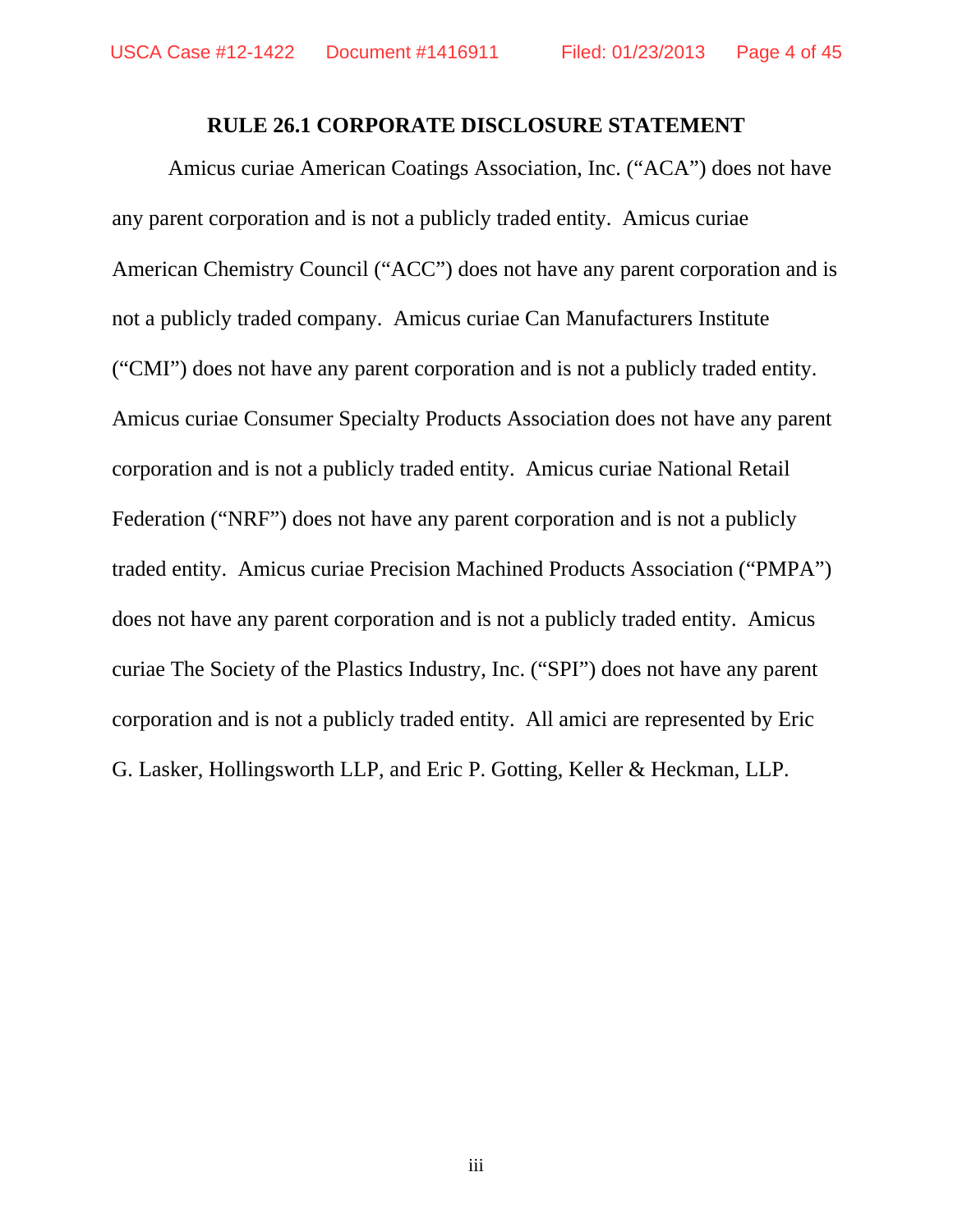## RULE 26.1 CORPORATE DISCLOSURE STATEMENT

Amicus curiae American Coatings Association, Inc. ("ACA") does not have any parent corporation and is not a publicly traded entity. Amicus curiae American Chemistry Council ("ACC") does not have any parent corporation and is not a publicly traded company. Amicus curiae Can Manufacturers Institute ("CMI") does not have any parent corporation and is not a publicly traded entity. Amicus curiae Consumer Specialty Products Association does not have any parent corporation and is not a publicly traded entity. Amicus curiae National Retail Federation ("NRF") does not have any parent corporation and is not a publicly traded entity. Amicus curiae Precision Machined Products Association ("PMPA") does not have any parent corporation and is not a publicly traded entity. Amicus curiae The Society of the Plastics Industry, Inc. ("SPI") does not have any parent corporation and is not a publicly traded entity. All amici are represented by Eric G. Lasker, Hollingsworth LLP, and Eric P. Gotting, Keller & Heckman, LLP.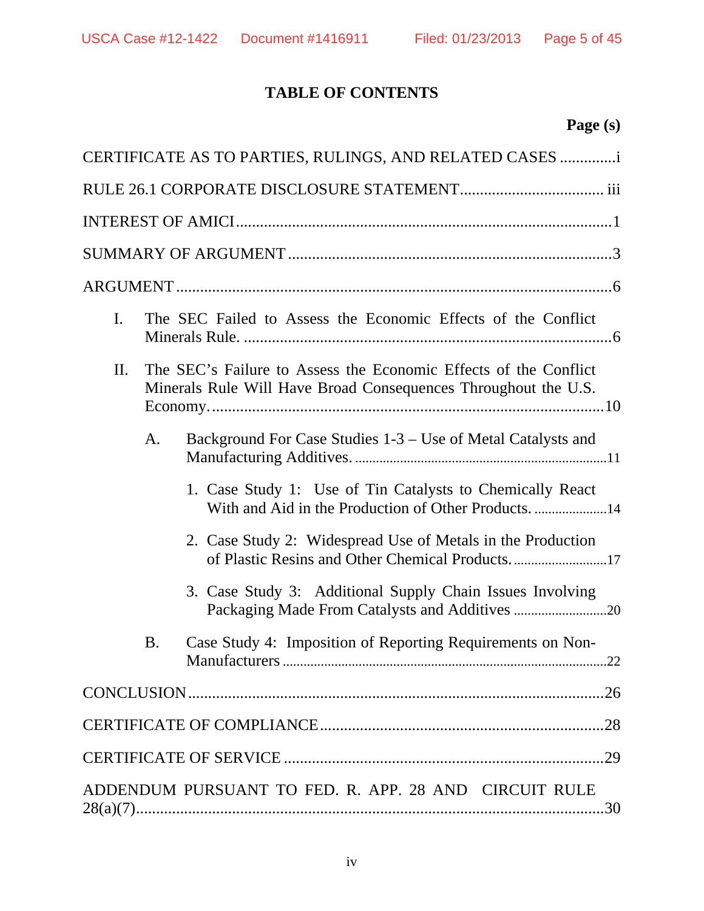# TABLE OF CONTENTS

| | Page (s) |
|---|---|
| CERTIFICATE AS TO PARTIES, RULINGS, AND RELATED CASES | i |
| RULE 26.1 CORPORATE DISCLOSURE STATEMENT | iii |
| INTEREST OF AMICI | 1 |
| SUMMARY OF ARGUMENT | 3 |
| ARGUMENT | 6 |
| I. The SEC Failed to Assess the Economic Effects of the Conflict Minerals Rule. | 6 |
| II. The SEC's Failure to Assess the Economic Effects of the Conflict Minerals Rule Will Have Broad Consequences Throughout the U.S. Economy. | 10 |
| A. Background For Case Studies 1-3 – Use of Metal Catalysts and Manufacturing Additives. | 11 |
| 1. Case Study 1: Use of Tin Catalysts to Chemically React With and Aid in the Production of Other Products. | 14 |
| 2. Case Study 2: Widespread Use of Metals in the Production of Plastic Resins and Other Chemical Products. | 17 |
| 3. Case Study 3: Additional Supply Chain Issues Involving Packaging Made From Catalysts and Additives | 20 |
| B. Case Study 4: Imposition of Reporting Requirements on Non-Manufacturers | 22 |
| CONCLUSION | 26 |
| CERTIFICATE OF COMPLIANCE | 28 |
| CERTIFICATE OF SERVICE | 29 |
| ADDENDUM PURSUANT TO FED. R. APP. 28 AND CIRCUIT RULE 28(a)(7) | 30 |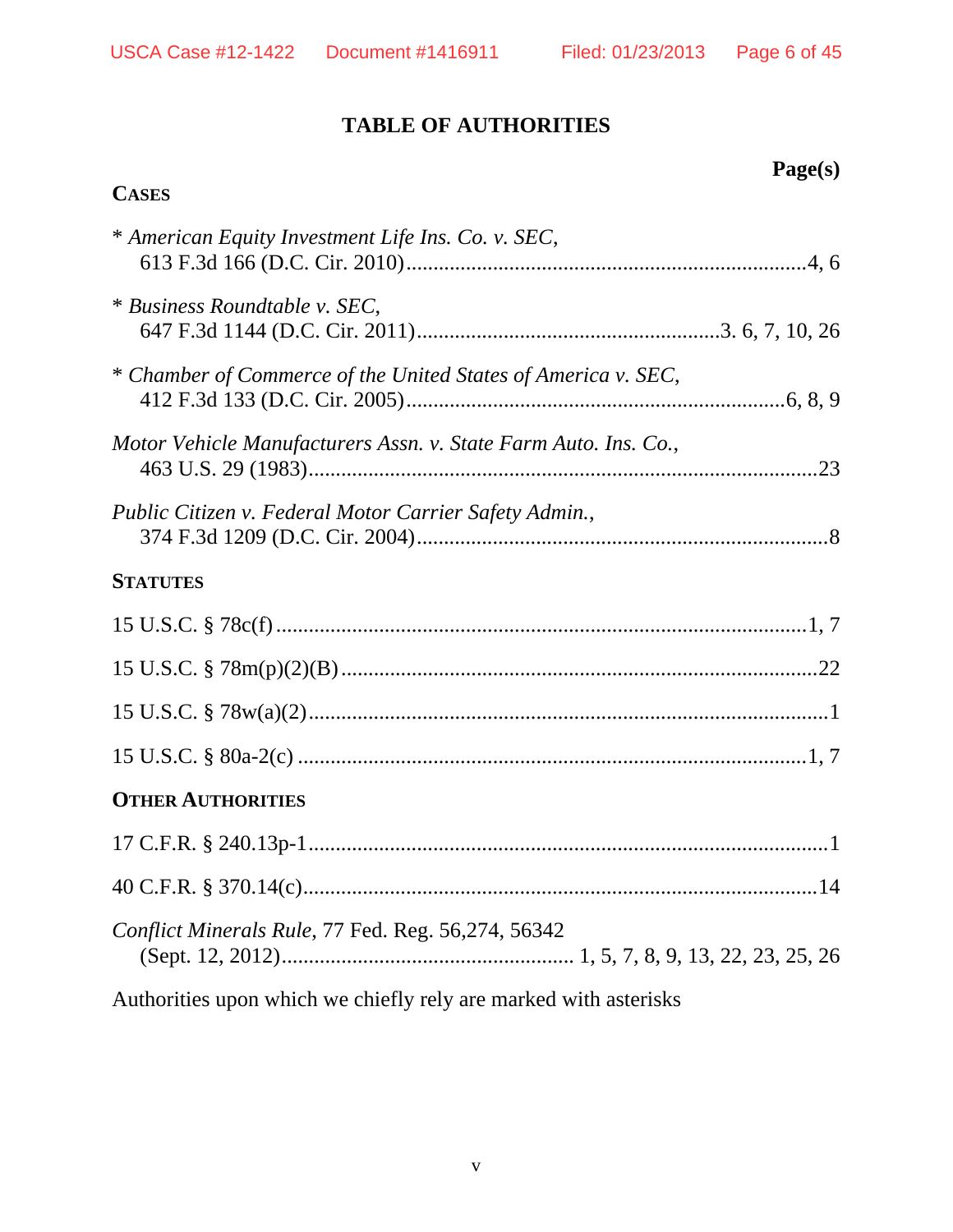# TABLE OF AUTHORITIES

**Page(s)**

**CASES**

* *American Equity Investment Life Ins. Co. v. SEC*,
  613 F.3d 166 (D.C. Cir. 2010)........................................................................4, 6

* *Business Roundtable v. SEC*,
  647 F.3d 1144 (D.C. Cir. 2011).......................................................3. 6, 7, 10, 26

* *Chamber of Commerce of the United States of America v. SEC*,
  412 F.3d 133 (D.C. Cir. 2005)....................................................................6, 8, 9

*Motor Vehicle Manufacturers Assn. v. State Farm Auto. Ins. Co.*,
  463 U.S. 29 (1983)..............................................................................................23

*Public Citizen v. Federal Motor Carrier Safety Admin.*,
  374 F.3d 1209 (D.C. Cir. 2004)............................................................................8

**STATUTES**

15 U.S.C. § 78c(f) ...................................................................................................1, 7

15 U.S.C. § 78m(p)(2)(B) .........................................................................................22

15 U.S.C. § 78w(a)(2)..................................................................................................1

15 U.S.C. § 80a-2(c) ................................................................................................1, 7

**OTHER AUTHORITIES**

17 C.F.R. § 240.13p-1..................................................................................................1

40 C.F.R. § 370.14(c)..................................................................................................14

*Conflict Minerals Rule*, 77 Fed. Reg. 56,274, 56342
  (Sept. 12, 2012)..................................................... 1, 5, 7, 8, 9, 13, 22, 23, 25, 26

Authorities upon which we chiefly rely are marked with asterisks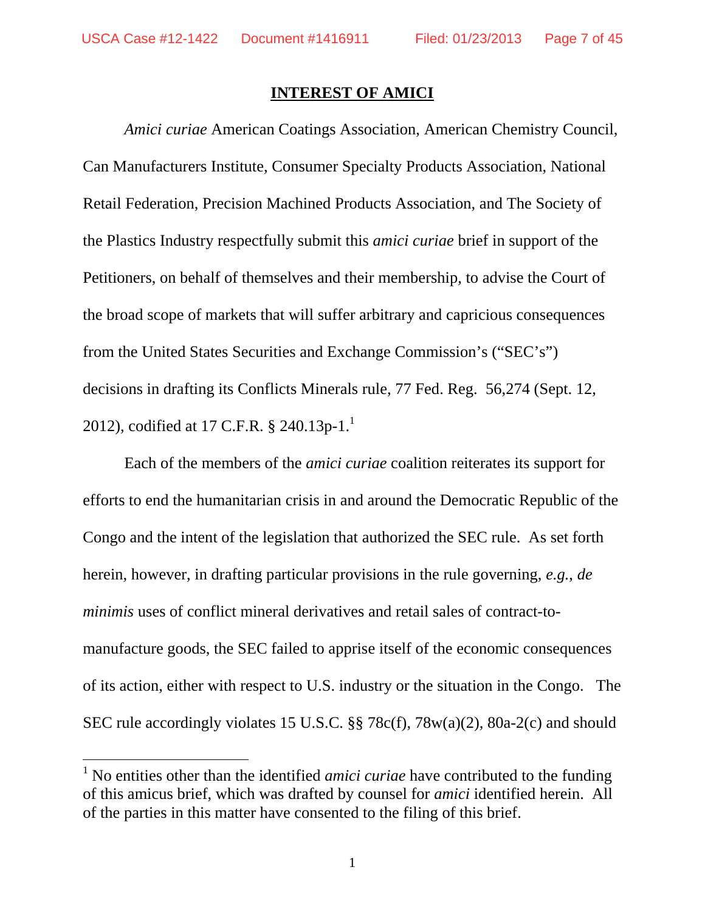## INTEREST OF AMICI

*Amici curiae* American Coatings Association, American Chemistry Council, Can Manufacturers Institute, Consumer Specialty Products Association, National Retail Federation, Precision Machined Products Association, and The Society of the Plastics Industry respectfully submit this *amici curiae* brief in support of the Petitioners, on behalf of themselves and their membership, to advise the Court of the broad scope of markets that will suffer arbitrary and capricious consequences from the United States Securities and Exchange Commission's ("SEC's") decisions in drafting its Conflicts Minerals rule, 77 Fed. Reg. 56,274 (Sept. 12, 2012), codified at 17 C.F.R. § 240.13p-1.[1]

Each of the members of the *amici curiae* coalition reiterates its support for efforts to end the humanitarian crisis in and around the Democratic Republic of the Congo and the intent of the legislation that authorized the SEC rule. As set forth herein, however, in drafting particular provisions in the rule governing, *e.g.*, *de minimis* uses of conflict mineral derivatives and retail sales of contract-to-manufacture goods, the SEC failed to apprise itself of the economic consequences of its action, either with respect to U.S. industry or the situation in the Congo. The SEC rule accordingly violates 15 U.S.C. §§ 78c(f), 78w(a)(2), 80a-2(c) and should

---

[1] No entities other than the identified *amici curiae* have contributed to the funding of this amicus brief, which was drafted by counsel for *amici* identified herein. All of the parties in this matter have consented to the filing of this brief.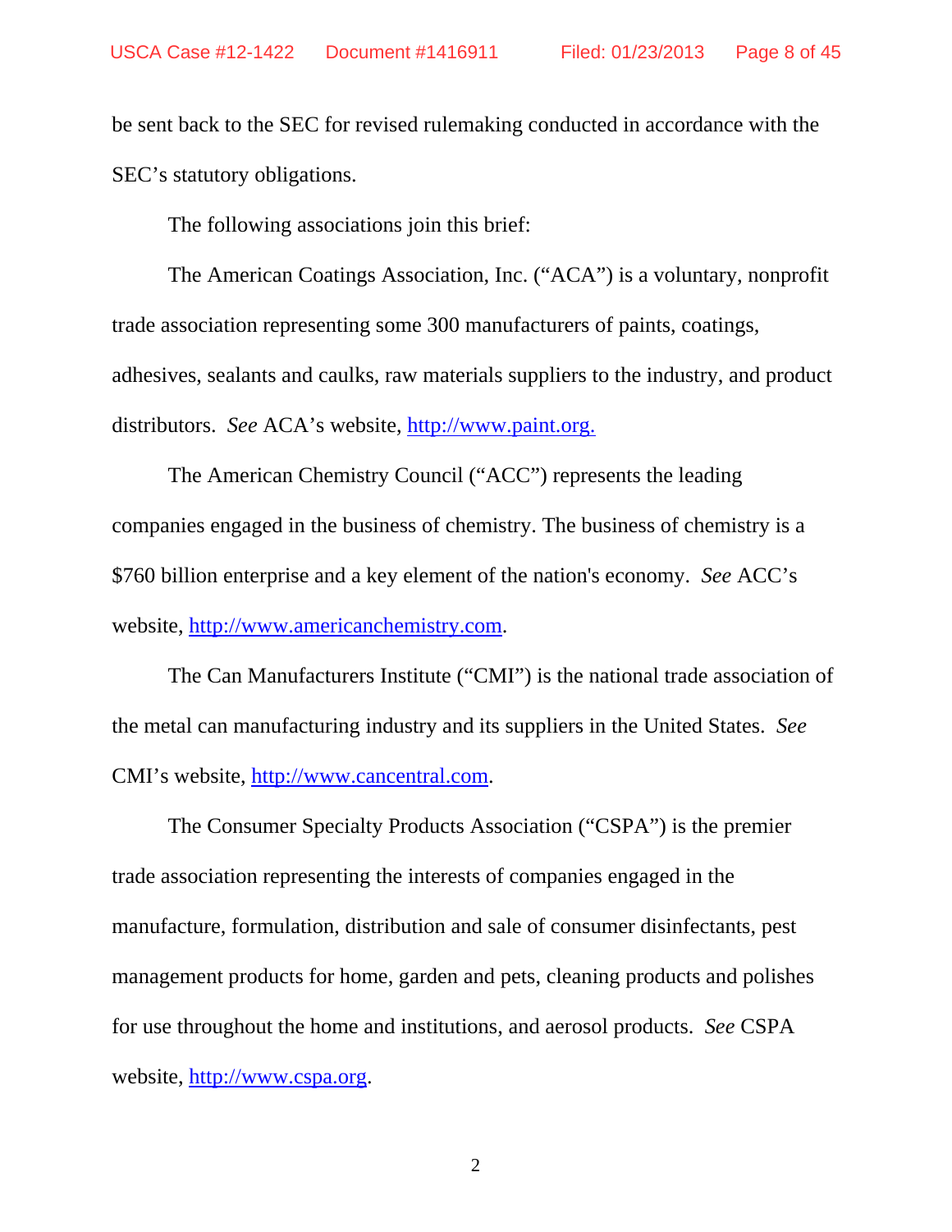be sent back to the SEC for revised rulemaking conducted in accordance with the SEC's statutory obligations.

The following associations join this brief:

The American Coatings Association, Inc. ("ACA") is a voluntary, nonprofit trade association representing some 300 manufacturers of paints, coatings, adhesives, sealants and caulks, raw materials suppliers to the industry, and product distributors. *See* ACA's website, http://www.paint.org.

The American Chemistry Council ("ACC") represents the leading companies engaged in the business of chemistry. The business of chemistry is a $760 billion enterprise and a key element of the nation's economy. *See* ACC's website, http://www.americanchemistry.com.

The Can Manufacturers Institute ("CMI") is the national trade association of the metal can manufacturing industry and its suppliers in the United States. *See* CMI's website, http://www.cancentral.com.

The Consumer Specialty Products Association ("CSPA") is the premier trade association representing the interests of companies engaged in the manufacture, formulation, distribution and sale of consumer disinfectants, pest management products for home, garden and pets, cleaning products and polishes for use throughout the home and institutions, and aerosol products. *See* CSPA website, http://www.cspa.org.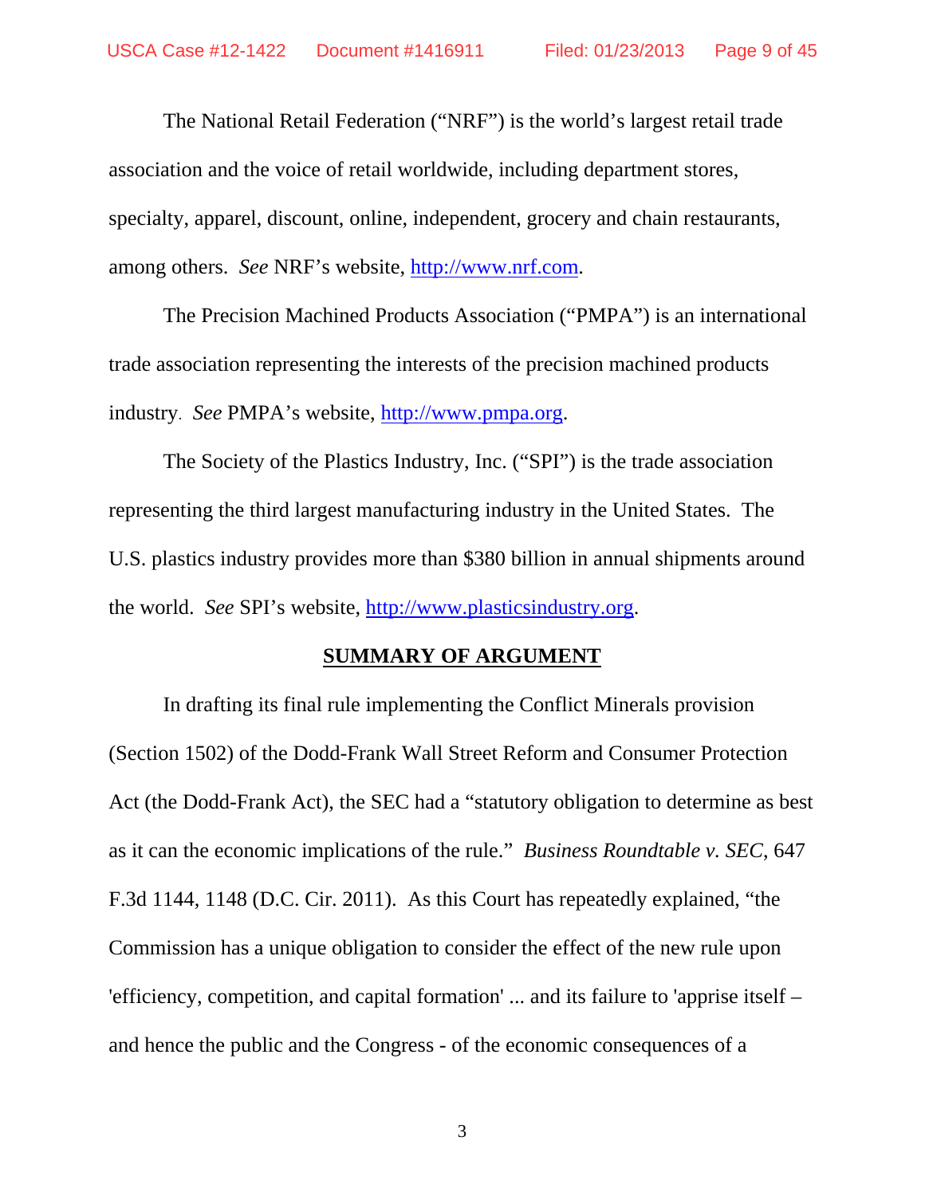The National Retail Federation ("NRF") is the world's largest retail trade association and the voice of retail worldwide, including department stores, specialty, apparel, discount, online, independent, grocery and chain restaurants, among others. *See* NRF's website, http://www.nrf.com.

The Precision Machined Products Association ("PMPA") is an international trade association representing the interests of the precision machined products industry. *See* PMPA's website, http://www.pmpa.org.

The Society of the Plastics Industry, Inc. ("SPI") is the trade association representing the third largest manufacturing industry in the United States. The U.S. plastics industry provides more than $380 billion in annual shipments around the world. *See* SPI's website, http://www.plasticsindustry.org.

## SUMMARY OF ARGUMENT

In drafting its final rule implementing the Conflict Minerals provision (Section 1502) of the Dodd-Frank Wall Street Reform and Consumer Protection Act (the Dodd-Frank Act), the SEC had a "statutory obligation to determine as best as it can the economic implications of the rule." *Business Roundtable v. SEC*, 647 F.3d 1144, 1148 (D.C. Cir. 2011). As this Court has repeatedly explained, "the Commission has a unique obligation to consider the effect of the new rule upon 'efficiency, competition, and capital formation' ... and its failure to 'apprise itself – and hence the public and the Congress - of the economic consequences of a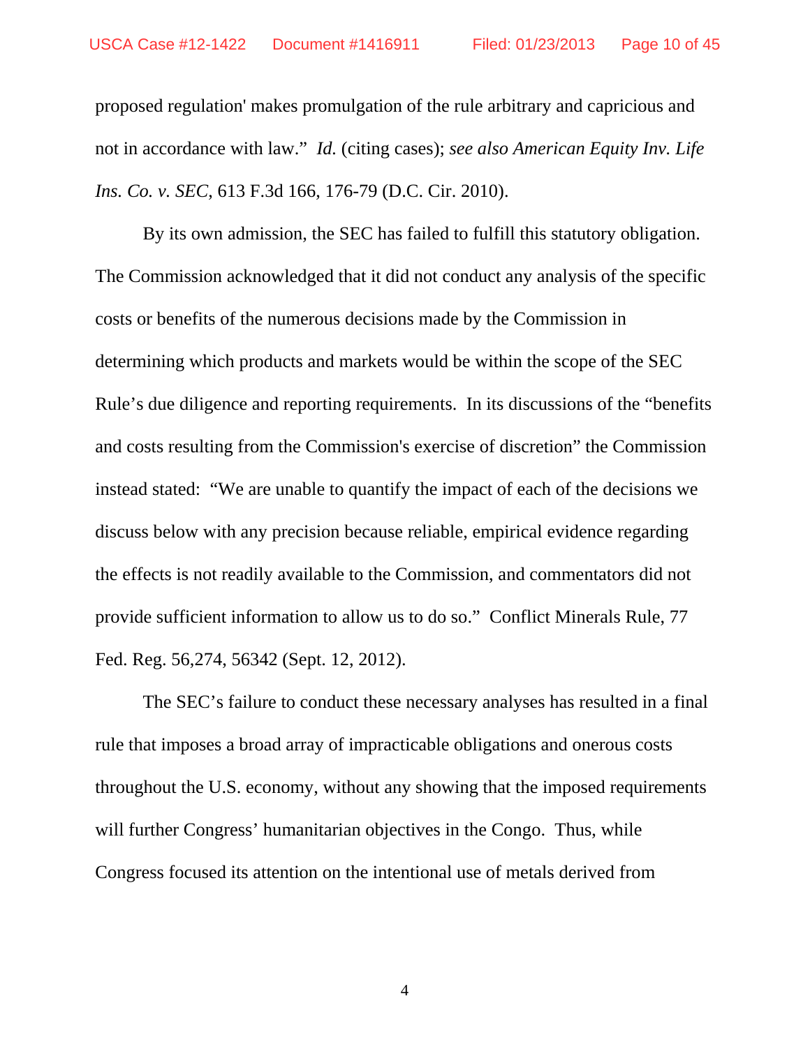proposed regulation' makes promulgation of the rule arbitrary and capricious and not in accordance with law." *Id.* (citing cases); *see also American Equity Inv. Life Ins. Co. v. SEC*, 613 F.3d 166, 176-79 (D.C. Cir. 2010).

By its own admission, the SEC has failed to fulfill this statutory obligation. The Commission acknowledged that it did not conduct any analysis of the specific costs or benefits of the numerous decisions made by the Commission in determining which products and markets would be within the scope of the SEC Rule's due diligence and reporting requirements. In its discussions of the "benefits and costs resulting from the Commission's exercise of discretion" the Commission instead stated: "We are unable to quantify the impact of each of the decisions we discuss below with any precision because reliable, empirical evidence regarding the effects is not readily available to the Commission, and commentators did not provide sufficient information to allow us to do so." Conflict Minerals Rule, 77 Fed. Reg. 56,274, 56342 (Sept. 12, 2012).

The SEC's failure to conduct these necessary analyses has resulted in a final rule that imposes a broad array of impracticable obligations and onerous costs throughout the U.S. economy, without any showing that the imposed requirements will further Congress' humanitarian objectives in the Congo. Thus, while Congress focused its attention on the intentional use of metals derived from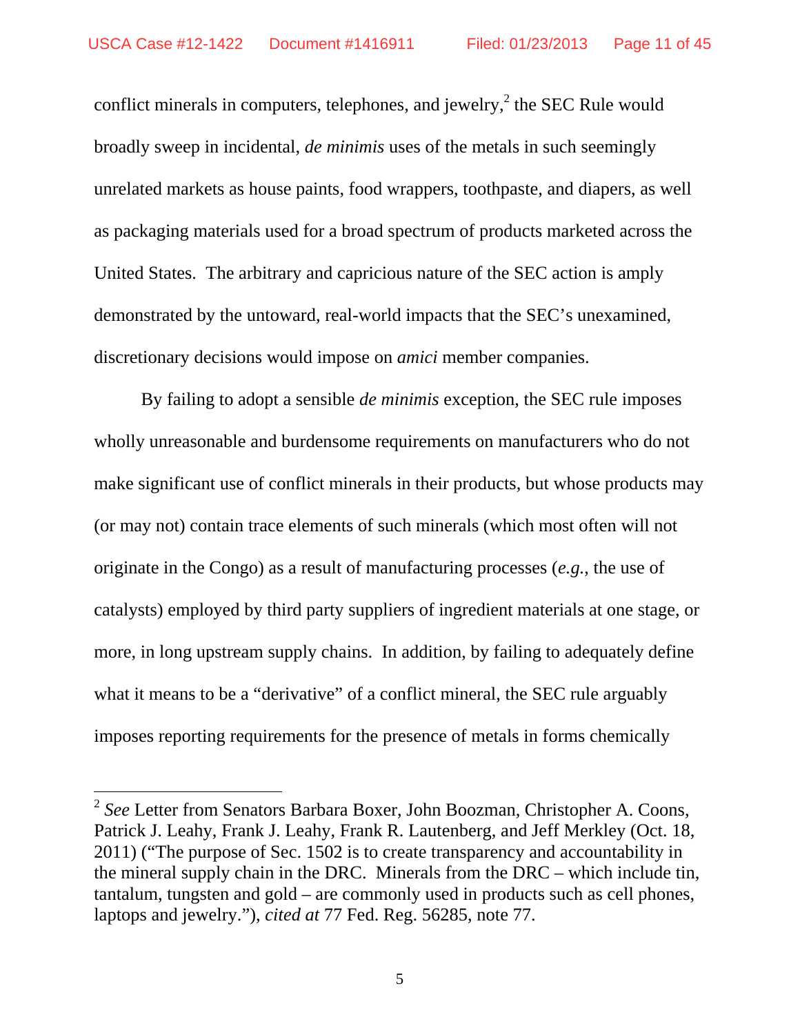conflict minerals in computers, telephones, and jewelry,[2] the SEC Rule would broadly sweep in incidental, *de minimis* uses of the metals in such seemingly unrelated markets as house paints, food wrappers, toothpaste, and diapers, as well as packaging materials used for a broad spectrum of products marketed across the United States. The arbitrary and capricious nature of the SEC action is amply demonstrated by the untoward, real-world impacts that the SEC's unexamined, discretionary decisions would impose on *amici* member companies.

By failing to adopt a sensible *de minimis* exception, the SEC rule imposes wholly unreasonable and burdensome requirements on manufacturers who do not make significant use of conflict minerals in their products, but whose products may (or may not) contain trace elements of such minerals (which most often will not originate in the Congo) as a result of manufacturing processes (*e.g.*, the use of catalysts) employed by third party suppliers of ingredient materials at one stage, or more, in long upstream supply chains. In addition, by failing to adequately define what it means to be a "derivative" of a conflict mineral, the SEC rule arguably imposes reporting requirements for the presence of metals in forms chemically

---

[2] *See* Letter from Senators Barbara Boxer, John Boozman, Christopher A. Coons, Patrick J. Leahy, Frank J. Leahy, Frank R. Lautenberg, and Jeff Merkley (Oct. 18, 2011) ("The purpose of Sec. 1502 is to create transparency and accountability in the mineral supply chain in the DRC. Minerals from the DRC – which include tin, tantalum, tungsten and gold – are commonly used in products such as cell phones, laptops and jewelry."), *cited at* 77 Fed. Reg. 56285, note 77.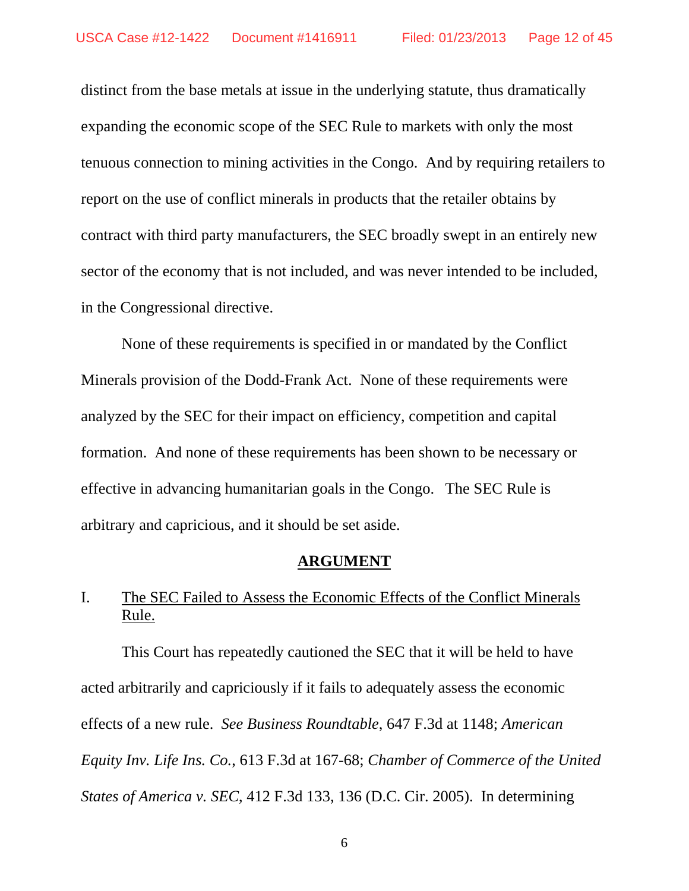distinct from the base metals at issue in the underlying statute, thus dramatically expanding the economic scope of the SEC Rule to markets with only the most tenuous connection to mining activities in the Congo. And by requiring retailers to report on the use of conflict minerals in products that the retailer obtains by contract with third party manufacturers, the SEC broadly swept in an entirely new sector of the economy that is not included, and was never intended to be included, in the Congressional directive.

None of these requirements is specified in or mandated by the Conflict Minerals provision of the Dodd-Frank Act. None of these requirements were analyzed by the SEC for their impact on efficiency, competition and capital formation. And none of these requirements has been shown to be necessary or effective in advancing humanitarian goals in the Congo. The SEC Rule is arbitrary and capricious, and it should be set aside.

## ARGUMENT

### I. The SEC Failed to Assess the Economic Effects of the Conflict Minerals Rule.

This Court has repeatedly cautioned the SEC that it will be held to have acted arbitrarily and capriciously if it fails to adequately assess the economic effects of a new rule. *See Business Roundtable*, 647 F.3d at 1148; *American Equity Inv. Life Ins. Co.*, 613 F.3d at 167-68; *Chamber of Commerce of the United States of America v. SEC*, 412 F.3d 133, 136 (D.C. Cir. 2005). In determining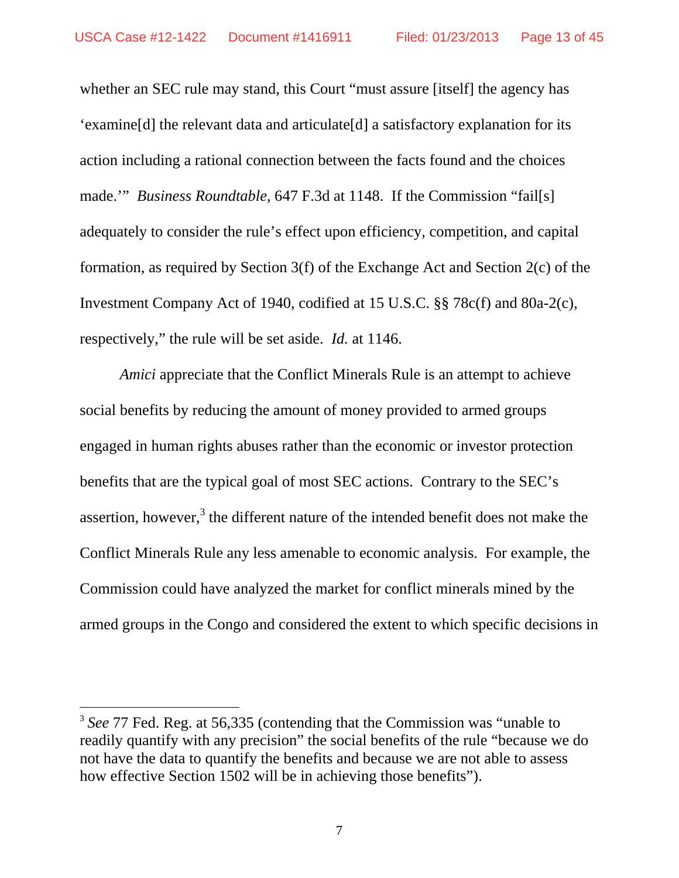whether an SEC rule may stand, this Court "must assure [itself] the agency has 'examine[d] the relevant data and articulate[d] a satisfactory explanation for its action including a rational connection between the facts found and the choices made.'" *Business Roundtable*, 647 F.3d at 1148. If the Commission "fail[s] adequately to consider the rule's effect upon efficiency, competition, and capital formation, as required by Section 3(f) of the Exchange Act and Section 2(c) of the Investment Company Act of 1940, codified at 15 U.S.C. §§ 78c(f) and 80a-2(c), respectively," the rule will be set aside. *Id.* at 1146.

*Amici* appreciate that the Conflict Minerals Rule is an attempt to achieve social benefits by reducing the amount of money provided to armed groups engaged in human rights abuses rather than the economic or investor protection benefits that are the typical goal of most SEC actions. Contrary to the SEC's assertion, however,[3] the different nature of the intended benefit does not make the Conflict Minerals Rule any less amenable to economic analysis. For example, the Commission could have analyzed the market for conflict minerals mined by the armed groups in the Congo and considered the extent to which specific decisions in

---

[3] *See* 77 Fed. Reg. at 56,335 (contending that the Commission was "unable to readily quantify with any precision" the social benefits of the rule "because we do not have the data to quantify the benefits and because we are not able to assess how effective Section 1502 will be in achieving those benefits").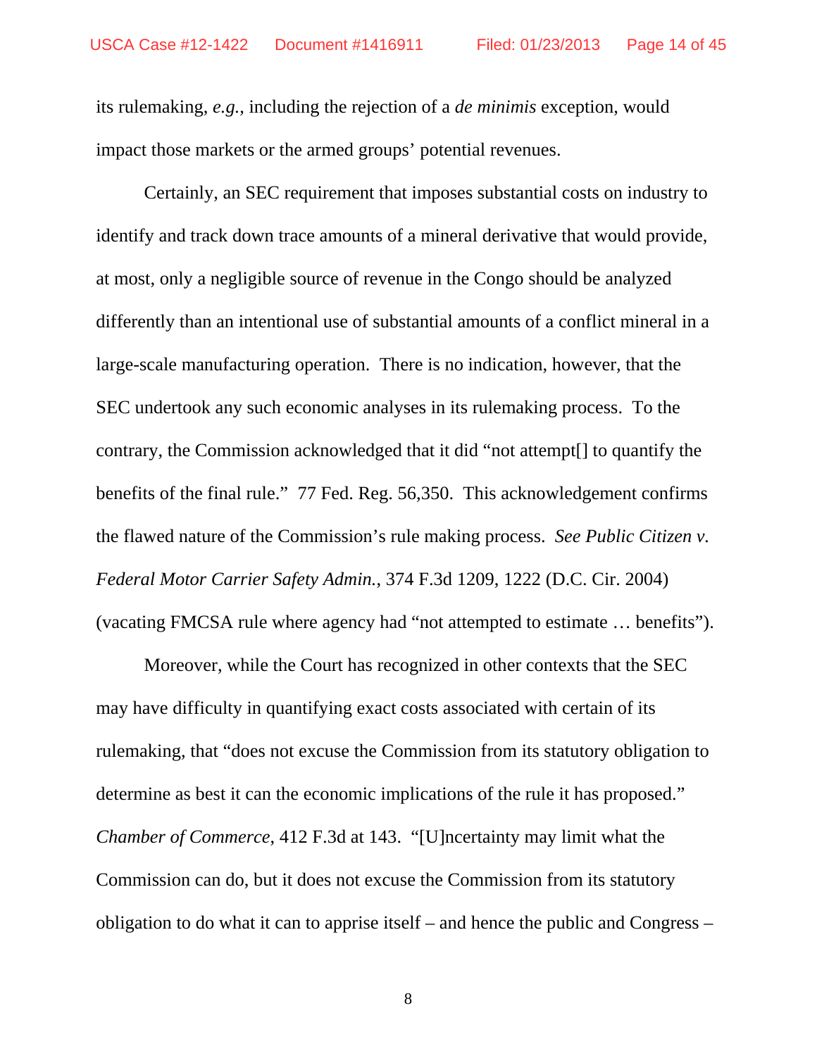its rulemaking, *e.g.*, including the rejection of a *de minimis* exception, would impact those markets or the armed groups' potential revenues.

Certainly, an SEC requirement that imposes substantial costs on industry to identify and track down trace amounts of a mineral derivative that would provide, at most, only a negligible source of revenue in the Congo should be analyzed differently than an intentional use of substantial amounts of a conflict mineral in a large-scale manufacturing operation. There is no indication, however, that the SEC undertook any such economic analyses in its rulemaking process. To the contrary, the Commission acknowledged that it did "not attempt[] to quantify the benefits of the final rule." 77 Fed. Reg. 56,350. This acknowledgement confirms the flawed nature of the Commission's rule making process. *See Public Citizen v. Federal Motor Carrier Safety Admin.*, 374 F.3d 1209, 1222 (D.C. Cir. 2004) (vacating FMCSA rule where agency had "not attempted to estimate … benefits").

Moreover, while the Court has recognized in other contexts that the SEC may have difficulty in quantifying exact costs associated with certain of its rulemaking, that "does not excuse the Commission from its statutory obligation to determine as best it can the economic implications of the rule it has proposed." *Chamber of Commerce*, 412 F.3d at 143. "[U]ncertainty may limit what the Commission can do, but it does not excuse the Commission from its statutory obligation to do what it can to apprise itself – and hence the public and Congress –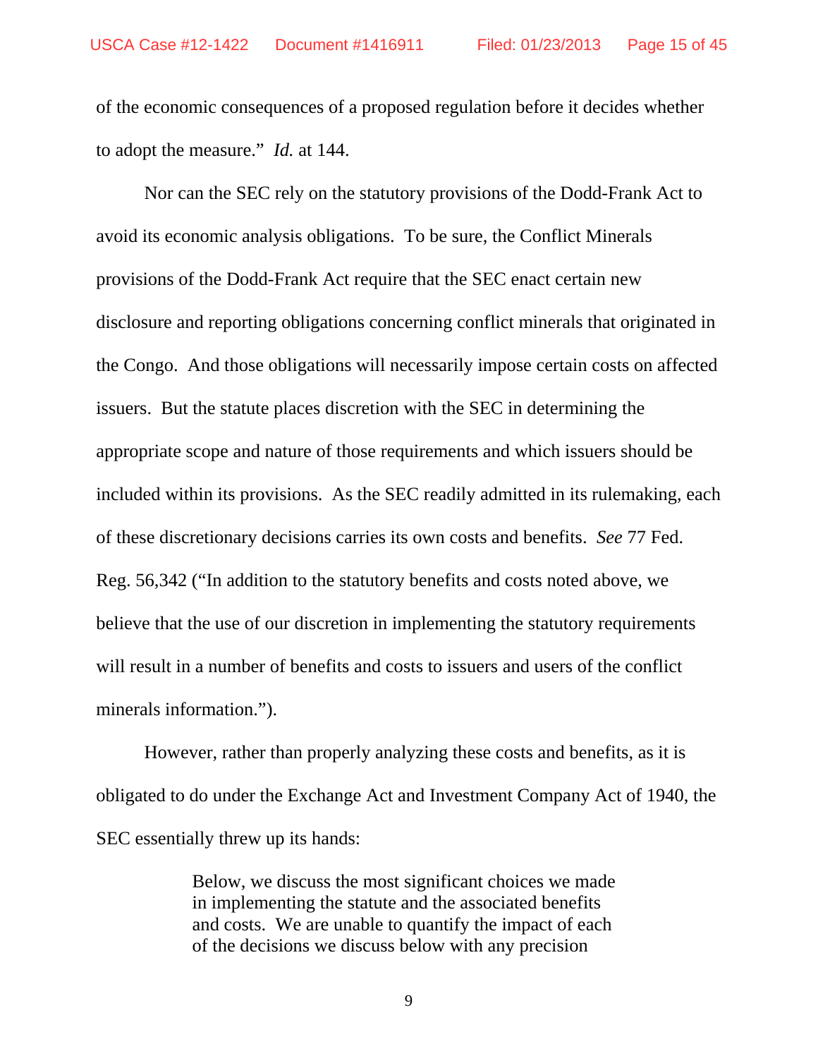of the economic consequences of a proposed regulation before it decides whether to adopt the measure." *Id.* at 144.

Nor can the SEC rely on the statutory provisions of the Dodd-Frank Act to avoid its economic analysis obligations. To be sure, the Conflict Minerals provisions of the Dodd-Frank Act require that the SEC enact certain new disclosure and reporting obligations concerning conflict minerals that originated in the Congo. And those obligations will necessarily impose certain costs on affected issuers. But the statute places discretion with the SEC in determining the appropriate scope and nature of those requirements and which issuers should be included within its provisions. As the SEC readily admitted in its rulemaking, each of these discretionary decisions carries its own costs and benefits. *See* 77 Fed. Reg. 56,342 ("In addition to the statutory benefits and costs noted above, we believe that the use of our discretion in implementing the statutory requirements will result in a number of benefits and costs to issuers and users of the conflict minerals information.").

However, rather than properly analyzing these costs and benefits, as it is obligated to do under the Exchange Act and Investment Company Act of 1940, the SEC essentially threw up its hands:

> Below, we discuss the most significant choices we made in implementing the statute and the associated benefits and costs. We are unable to quantify the impact of each of the decisions we discuss below with any precision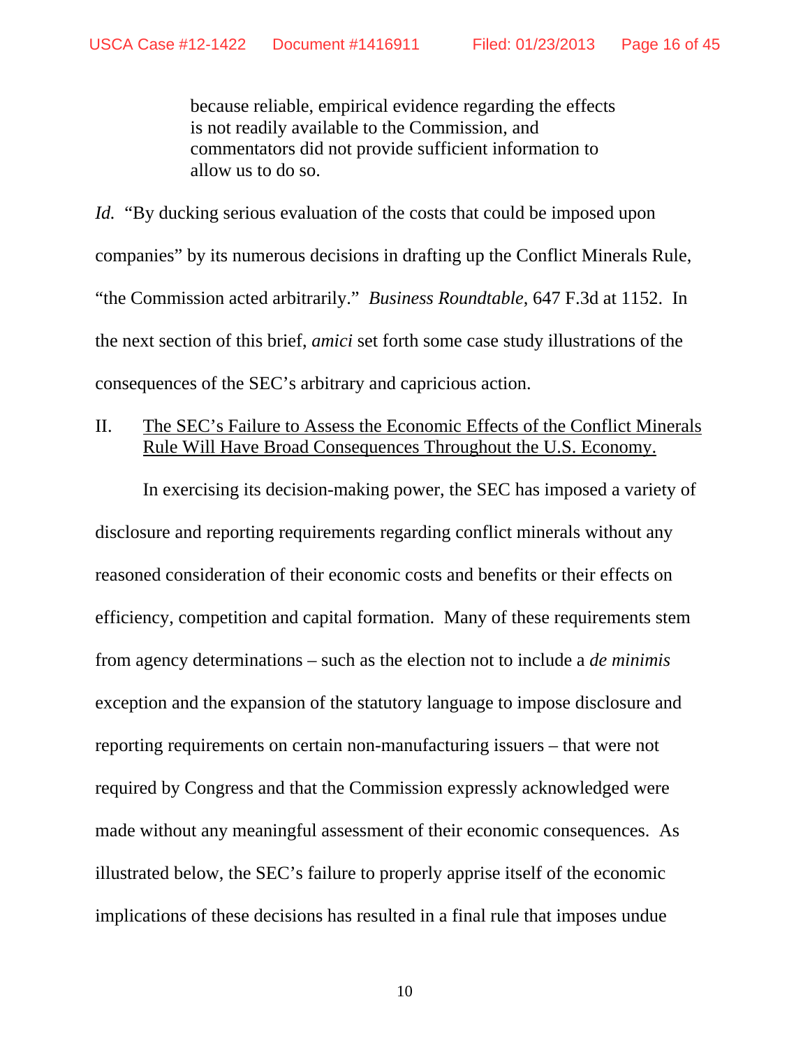> because reliable, empirical evidence regarding the effects is not readily available to the Commission, and commentators did not provide sufficient information to allow us to do so.

*Id.* "By ducking serious evaluation of the costs that could be imposed upon companies" by its numerous decisions in drafting up the Conflict Minerals Rule, "the Commission acted arbitrarily." *Business Roundtable*, 647 F.3d at 1152. In the next section of this brief, *amici* set forth some case study illustrations of the consequences of the SEC's arbitrary and capricious action.

## II. <u>The SEC's Failure to Assess the Economic Effects of the Conflict Minerals Rule Will Have Broad Consequences Throughout the U.S. Economy.</u>

In exercising its decision-making power, the SEC has imposed a variety of disclosure and reporting requirements regarding conflict minerals without any reasoned consideration of their economic costs and benefits or their effects on efficiency, competition and capital formation. Many of these requirements stem from agency determinations – such as the election not to include a *de minimis* exception and the expansion of the statutory language to impose disclosure and reporting requirements on certain non-manufacturing issuers – that were not required by Congress and that the Commission expressly acknowledged were made without any meaningful assessment of their economic consequences. As illustrated below, the SEC's failure to properly apprise itself of the economic implications of these decisions has resulted in a final rule that imposes undue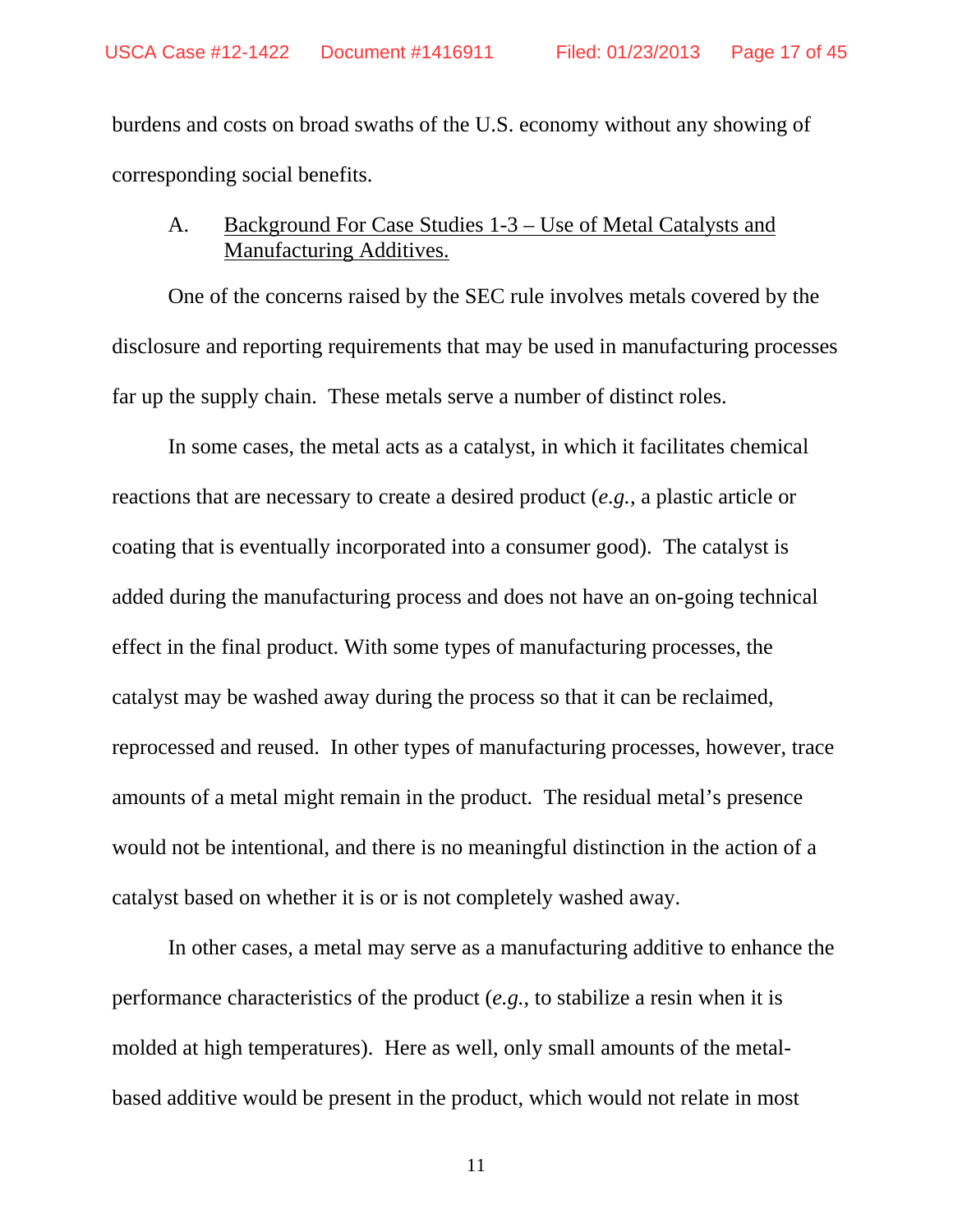burdens and costs on broad swaths of the U.S. economy without any showing of corresponding social benefits.

### A. Background For Case Studies 1-3 – Use of Metal Catalysts and Manufacturing Additives.

One of the concerns raised by the SEC rule involves metals covered by the disclosure and reporting requirements that may be used in manufacturing processes far up the supply chain. These metals serve a number of distinct roles.

In some cases, the metal acts as a catalyst, in which it facilitates chemical reactions that are necessary to create a desired product (*e.g.*, a plastic article or coating that is eventually incorporated into a consumer good). The catalyst is added during the manufacturing process and does not have an on-going technical effect in the final product. With some types of manufacturing processes, the catalyst may be washed away during the process so that it can be reclaimed, reprocessed and reused. In other types of manufacturing processes, however, trace amounts of a metal might remain in the product. The residual metal's presence would not be intentional, and there is no meaningful distinction in the action of a catalyst based on whether it is or is not completely washed away.

In other cases, a metal may serve as a manufacturing additive to enhance the performance characteristics of the product (*e.g.*, to stabilize a resin when it is molded at high temperatures). Here as well, only small amounts of the metal-based additive would be present in the product, which would not relate in most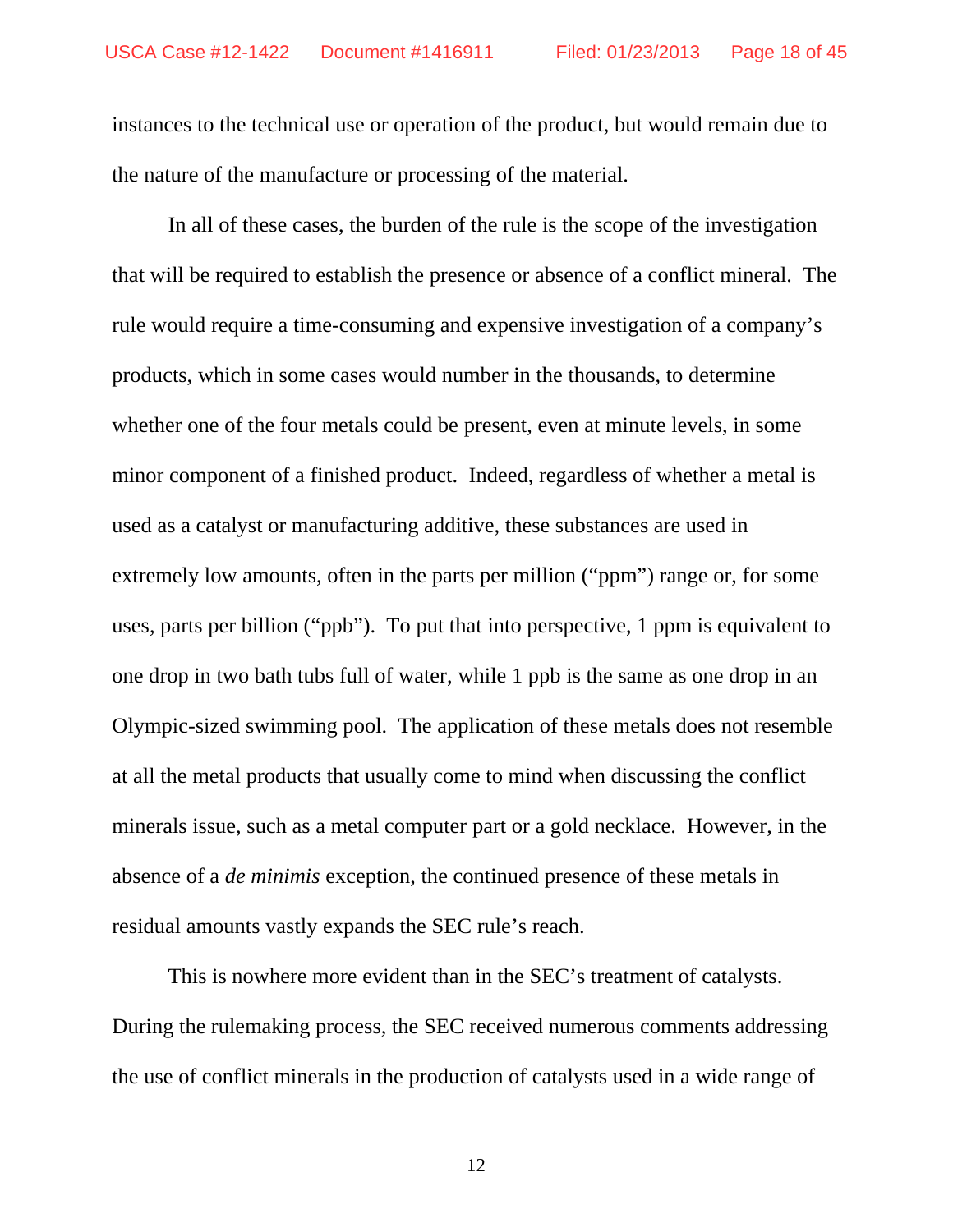instances to the technical use or operation of the product, but would remain due to the nature of the manufacture or processing of the material.

In all of these cases, the burden of the rule is the scope of the investigation that will be required to establish the presence or absence of a conflict mineral. The rule would require a time-consuming and expensive investigation of a company's products, which in some cases would number in the thousands, to determine whether one of the four metals could be present, even at minute levels, in some minor component of a finished product. Indeed, regardless of whether a metal is used as a catalyst or manufacturing additive, these substances are used in extremely low amounts, often in the parts per million ("ppm") range or, for some uses, parts per billion ("ppb"). To put that into perspective, 1 ppm is equivalent to one drop in two bath tubs full of water, while 1 ppb is the same as one drop in an Olympic-sized swimming pool. The application of these metals does not resemble at all the metal products that usually come to mind when discussing the conflict minerals issue, such as a metal computer part or a gold necklace. However, in the absence of a *de minimis* exception, the continued presence of these metals in residual amounts vastly expands the SEC rule's reach.

This is nowhere more evident than in the SEC's treatment of catalysts. During the rulemaking process, the SEC received numerous comments addressing the use of conflict minerals in the production of catalysts used in a wide range of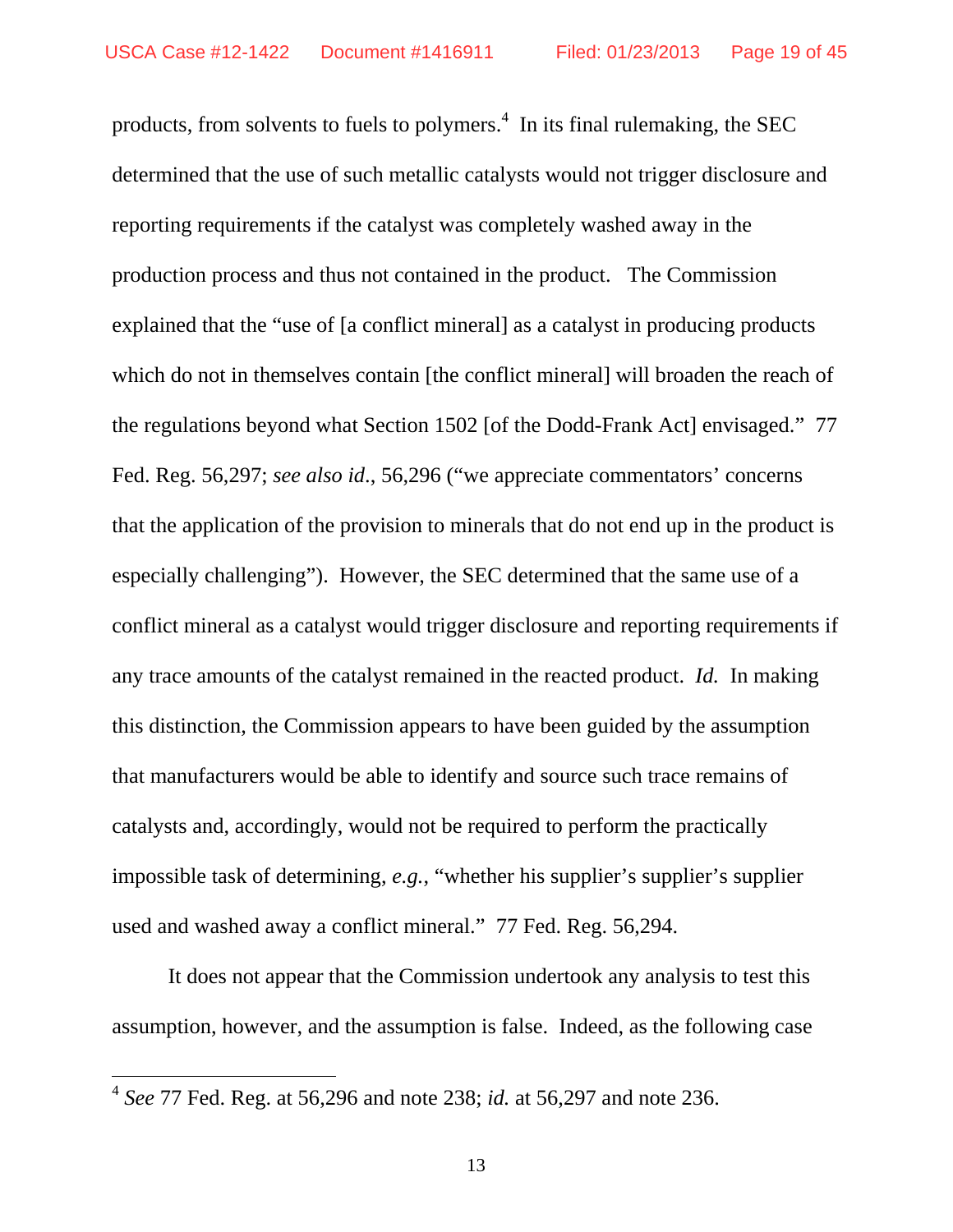products, from solvents to fuels to polymers.[4] In its final rulemaking, the SEC determined that the use of such metallic catalysts would not trigger disclosure and reporting requirements if the catalyst was completely washed away in the production process and thus not contained in the product. The Commission explained that the "use of [a conflict mineral] as a catalyst in producing products which do not in themselves contain [the conflict mineral] will broaden the reach of the regulations beyond what Section 1502 [of the Dodd-Frank Act] envisaged." 77 Fed. Reg. 56,297; *see also id*., 56,296 ("we appreciate commentators' concerns that the application of the provision to minerals that do not end up in the product is especially challenging"). However, the SEC determined that the same use of a conflict mineral as a catalyst would trigger disclosure and reporting requirements if any trace amounts of the catalyst remained in the reacted product. *Id.* In making this distinction, the Commission appears to have been guided by the assumption that manufacturers would be able to identify and source such trace remains of catalysts and, accordingly, would not be required to perform the practically impossible task of determining, *e.g.*, "whether his supplier's supplier's supplier used and washed away a conflict mineral." 77 Fed. Reg. 56,294.

It does not appear that the Commission undertook any analysis to test this assumption, however, and the assumption is false. Indeed, as the following case

---

[4] *See* 77 Fed. Reg. at 56,296 and note 238; *id.* at 56,297 and note 236.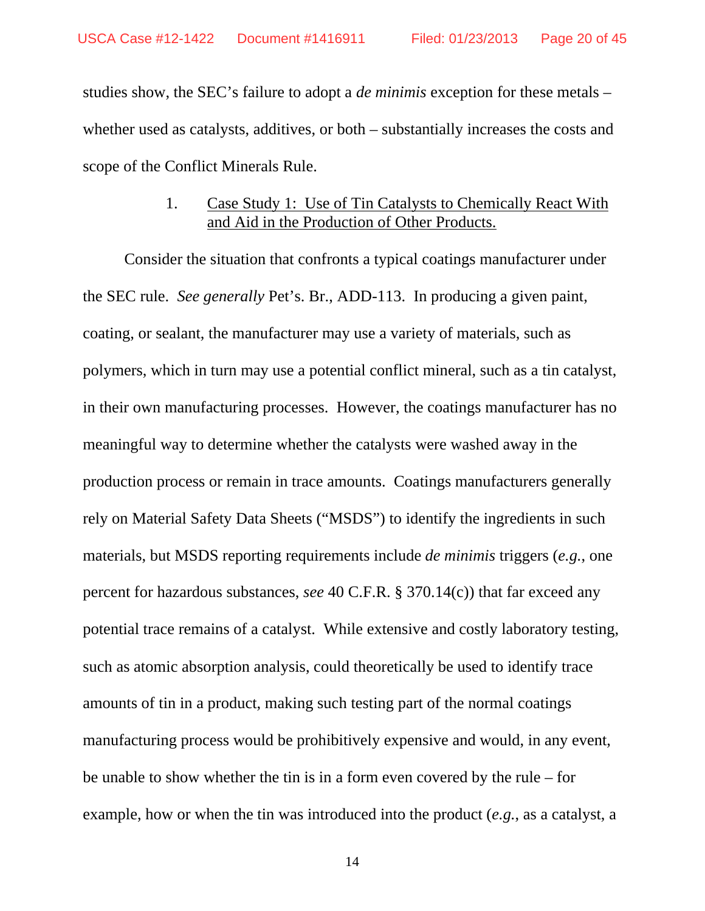studies show, the SEC's failure to adopt a *de minimis* exception for these metals – whether used as catalysts, additives, or both – substantially increases the costs and scope of the Conflict Minerals Rule.

1. Case Study 1: Use of Tin Catalysts to Chemically React With and Aid in the Production of Other Products.

Consider the situation that confronts a typical coatings manufacturer under the SEC rule. *See generally* Pet's. Br., ADD-113. In producing a given paint, coating, or sealant, the manufacturer may use a variety of materials, such as polymers, which in turn may use a potential conflict mineral, such as a tin catalyst, in their own manufacturing processes. However, the coatings manufacturer has no meaningful way to determine whether the catalysts were washed away in the production process or remain in trace amounts. Coatings manufacturers generally rely on Material Safety Data Sheets ("MSDS") to identify the ingredients in such materials, but MSDS reporting requirements include *de minimis* triggers (*e.g.*, one percent for hazardous substances, *see* 40 C.F.R. § 370.14(c)) that far exceed any potential trace remains of a catalyst. While extensive and costly laboratory testing, such as atomic absorption analysis, could theoretically be used to identify trace amounts of tin in a product, making such testing part of the normal coatings manufacturing process would be prohibitively expensive and would, in any event, be unable to show whether the tin is in a form even covered by the rule – for example, how or when the tin was introduced into the product (*e.g.*, as a catalyst, a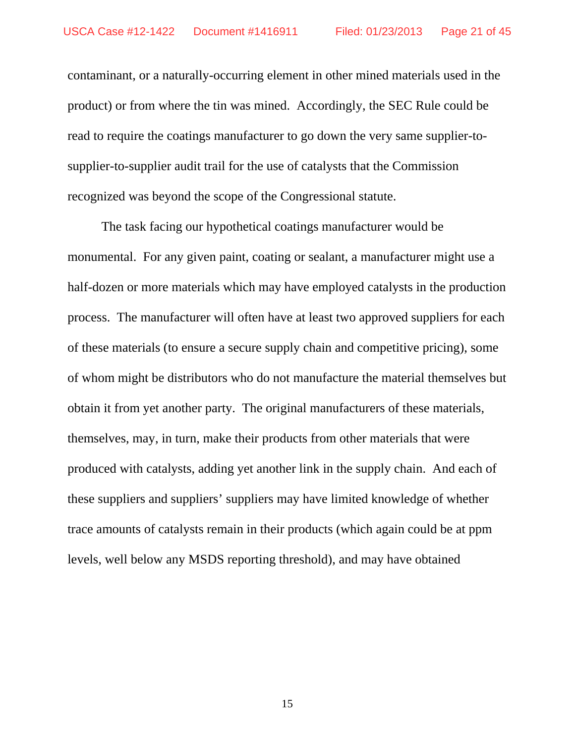contaminant, or a naturally-occurring element in other mined materials used in the product) or from where the tin was mined. Accordingly, the SEC Rule could be read to require the coatings manufacturer to go down the very same supplier-to-supplier-to-supplier audit trail for the use of catalysts that the Commission recognized was beyond the scope of the Congressional statute.

The task facing our hypothetical coatings manufacturer would be monumental. For any given paint, coating or sealant, a manufacturer might use a half-dozen or more materials which may have employed catalysts in the production process. The manufacturer will often have at least two approved suppliers for each of these materials (to ensure a secure supply chain and competitive pricing), some of whom might be distributors who do not manufacture the material themselves but obtain it from yet another party. The original manufacturers of these materials, themselves, may, in turn, make their products from other materials that were produced with catalysts, adding yet another link in the supply chain. And each of these suppliers and suppliers' suppliers may have limited knowledge of whether trace amounts of catalysts remain in their products (which again could be at ppm levels, well below any MSDS reporting threshold), and may have obtained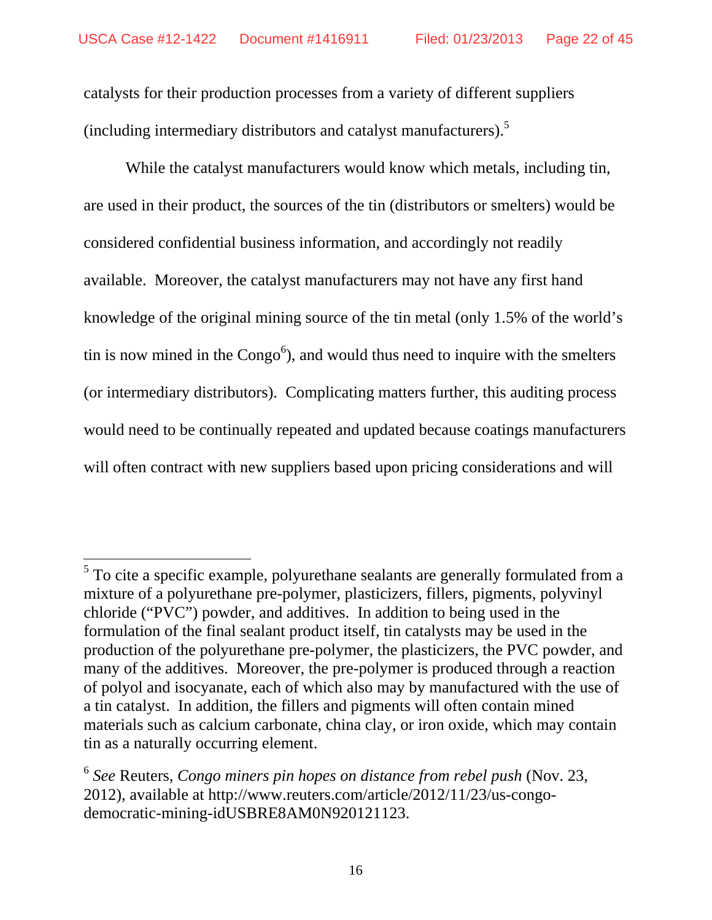catalysts for their production processes from a variety of different suppliers (including intermediary distributors and catalyst manufacturers).[5]

While the catalyst manufacturers would know which metals, including tin, are used in their product, the sources of the tin (distributors or smelters) would be considered confidential business information, and accordingly not readily available. Moreover, the catalyst manufacturers may not have any first hand knowledge of the original mining source of the tin metal (only 1.5% of the world's tin is now mined in the Congo[6]), and would thus need to inquire with the smelters (or intermediary distributors). Complicating matters further, this auditing process would need to be continually repeated and updated because coatings manufacturers will often contract with new suppliers based upon pricing considerations and will

---

[5] To cite a specific example, polyurethane sealants are generally formulated from a mixture of a polyurethane pre-polymer, plasticizers, fillers, pigments, polyvinyl chloride ("PVC") powder, and additives. In addition to being used in the formulation of the final sealant product itself, tin catalysts may be used in the production of the polyurethane pre-polymer, the plasticizers, the PVC powder, and many of the additives. Moreover, the pre-polymer is produced through a reaction of polyol and isocyanate, each of which also may by manufactured with the use of a tin catalyst. In addition, the fillers and pigments will often contain mined materials such as calcium carbonate, china clay, or iron oxide, which may contain tin as a naturally occurring element.

[6] *See* Reuters, *Congo miners pin hopes on distance from rebel push* (Nov. 23, 2012), available at http://www.reuters.com/article/2012/11/23/us-congo-democratic-mining-idUSBRE8AM0N920121123.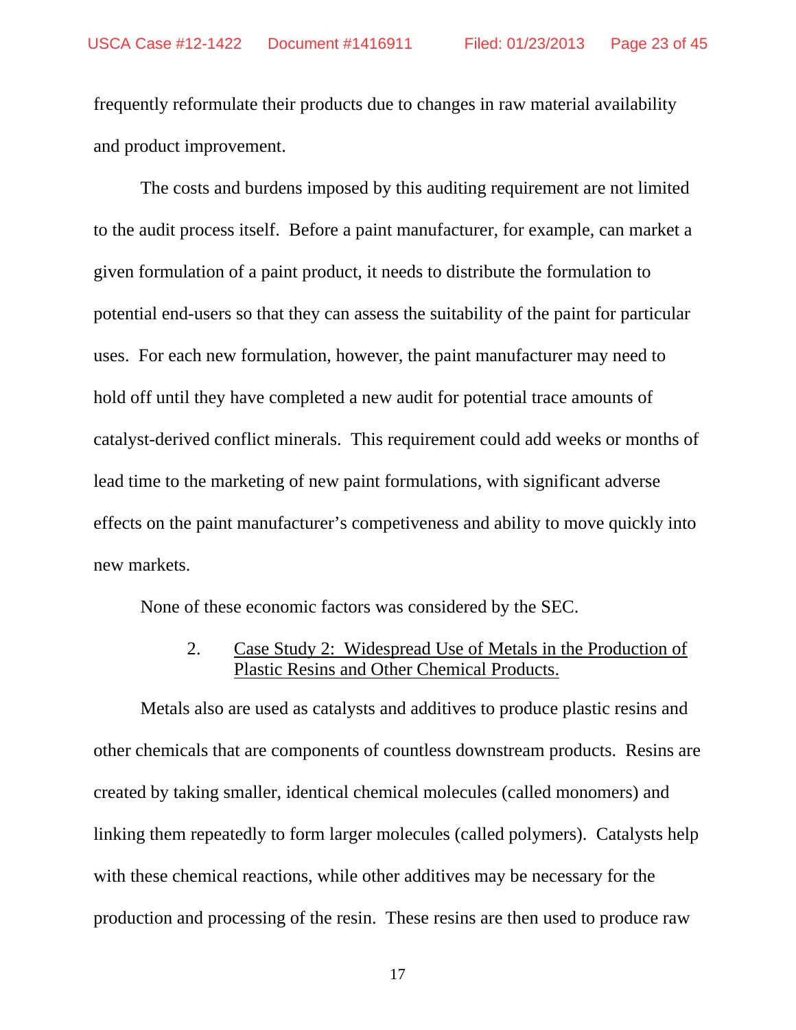frequently reformulate their products due to changes in raw material availability and product improvement.

The costs and burdens imposed by this auditing requirement are not limited to the audit process itself. Before a paint manufacturer, for example, can market a given formulation of a paint product, it needs to distribute the formulation to potential end-users so that they can assess the suitability of the paint for particular uses. For each new formulation, however, the paint manufacturer may need to hold off until they have completed a new audit for potential trace amounts of catalyst-derived conflict minerals. This requirement could add weeks or months of lead time to the marketing of new paint formulations, with significant adverse effects on the paint manufacturer's competiveness and ability to move quickly into new markets.

None of these economic factors was considered by the SEC.

2. Case Study 2: Widespread Use of Metals in the Production of Plastic Resins and Other Chemical Products.

Metals also are used as catalysts and additives to produce plastic resins and other chemicals that are components of countless downstream products. Resins are created by taking smaller, identical chemical molecules (called monomers) and linking them repeatedly to form larger molecules (called polymers). Catalysts help with these chemical reactions, while other additives may be necessary for the production and processing of the resin. These resins are then used to produce raw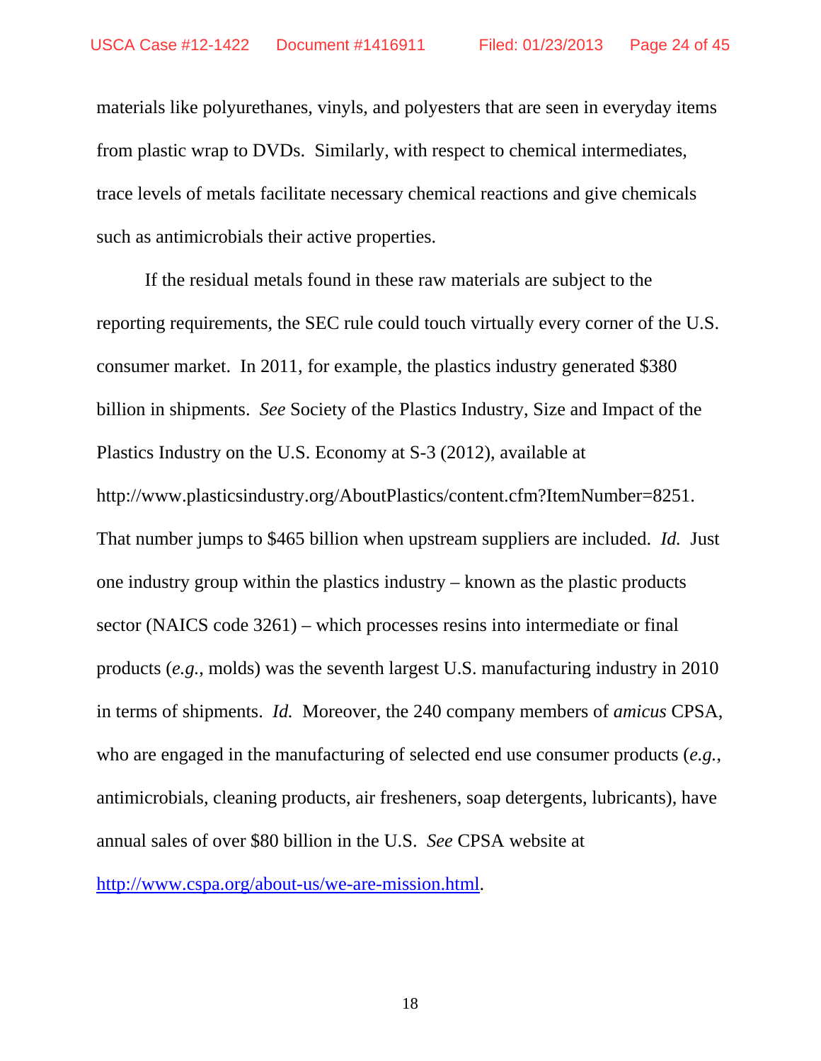materials like polyurethanes, vinyls, and polyesters that are seen in everyday items from plastic wrap to DVDs. Similarly, with respect to chemical intermediates, trace levels of metals facilitate necessary chemical reactions and give chemicals such as antimicrobials their active properties.

If the residual metals found in these raw materials are subject to the reporting requirements, the SEC rule could touch virtually every corner of the U.S. consumer market. In 2011, for example, the plastics industry generated $380 billion in shipments. *See* Society of the Plastics Industry, Size and Impact of the Plastics Industry on the U.S. Economy at S-3 (2012), available at http://www.plasticsindustry.org/AboutPlastics/content.cfm?ItemNumber=8251. That number jumps to $465 billion when upstream suppliers are included. *Id.* Just one industry group within the plastics industry – known as the plastic products sector (NAICS code 3261) – which processes resins into intermediate or final products (*e.g.*, molds) was the seventh largest U.S. manufacturing industry in 2010 in terms of shipments. *Id.* Moreover, the 240 company members of *amicus* CPSA, who are engaged in the manufacturing of selected end use consumer products (*e.g.*, antimicrobials, cleaning products, air fresheners, soap detergents, lubricants), have annual sales of over $80 billion in the U.S. *See* CPSA website at [http://www.cspa.org/about-us/we-are-mission.html](http://www.cspa.org/about-us/we-are-mission.html).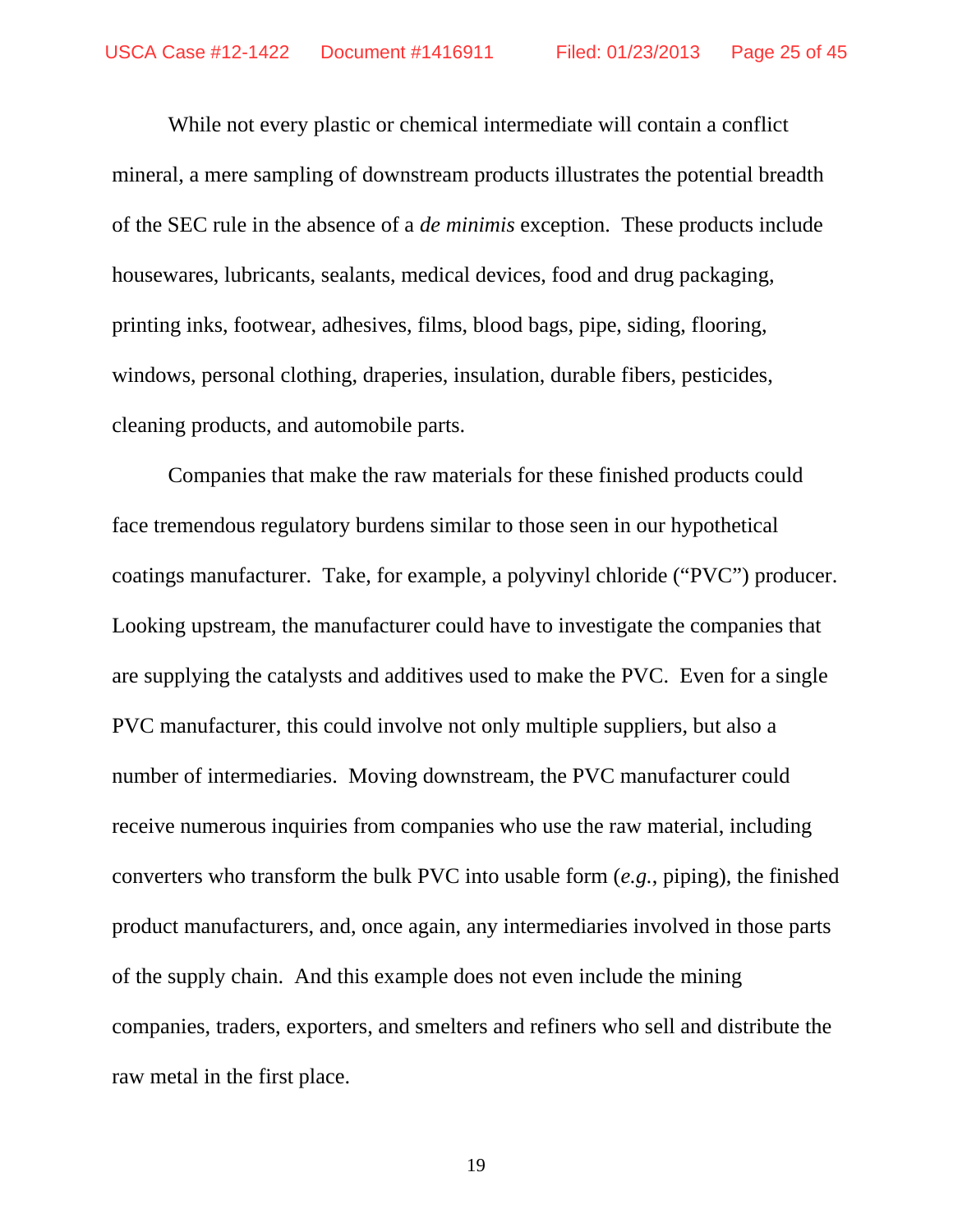While not every plastic or chemical intermediate will contain a conflict mineral, a mere sampling of downstream products illustrates the potential breadth of the SEC rule in the absence of a *de minimis* exception. These products include housewares, lubricants, sealants, medical devices, food and drug packaging, printing inks, footwear, adhesives, films, blood bags, pipe, siding, flooring, windows, personal clothing, draperies, insulation, durable fibers, pesticides, cleaning products, and automobile parts.

Companies that make the raw materials for these finished products could face tremendous regulatory burdens similar to those seen in our hypothetical coatings manufacturer. Take, for example, a polyvinyl chloride ("PVC") producer. Looking upstream, the manufacturer could have to investigate the companies that are supplying the catalysts and additives used to make the PVC. Even for a single PVC manufacturer, this could involve not only multiple suppliers, but also a number of intermediaries. Moving downstream, the PVC manufacturer could receive numerous inquiries from companies who use the raw material, including converters who transform the bulk PVC into usable form (*e.g.*, piping), the finished product manufacturers, and, once again, any intermediaries involved in those parts of the supply chain. And this example does not even include the mining companies, traders, exporters, and smelters and refiners who sell and distribute the raw metal in the first place.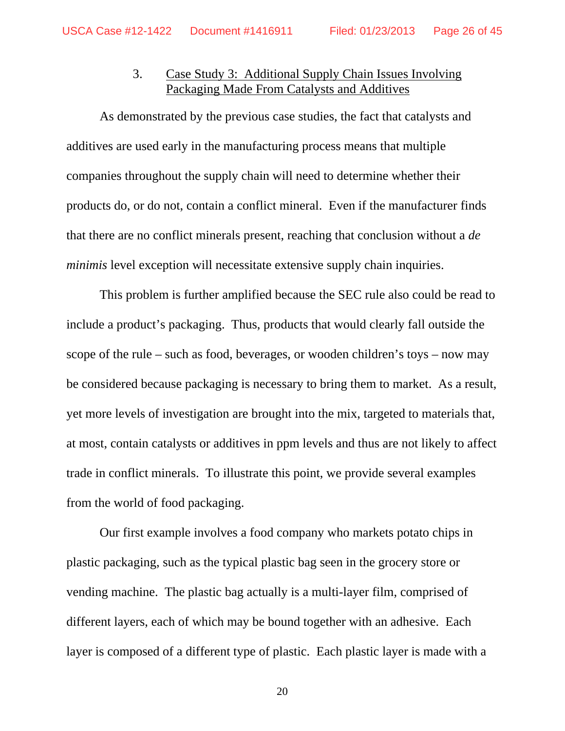### 3. Case Study 3: Additional Supply Chain Issues Involving Packaging Made From Catalysts and Additives

As demonstrated by the previous case studies, the fact that catalysts and additives are used early in the manufacturing process means that multiple companies throughout the supply chain will need to determine whether their products do, or do not, contain a conflict mineral. Even if the manufacturer finds that there are no conflict minerals present, reaching that conclusion without a *de minimis* level exception will necessitate extensive supply chain inquiries.

This problem is further amplified because the SEC rule also could be read to include a product's packaging. Thus, products that would clearly fall outside the scope of the rule – such as food, beverages, or wooden children's toys – now may be considered because packaging is necessary to bring them to market. As a result, yet more levels of investigation are brought into the mix, targeted to materials that, at most, contain catalysts or additives in ppm levels and thus are not likely to affect trade in conflict minerals. To illustrate this point, we provide several examples from the world of food packaging.

Our first example involves a food company who markets potato chips in plastic packaging, such as the typical plastic bag seen in the grocery store or vending machine. The plastic bag actually is a multi-layer film, comprised of different layers, each of which may be bound together with an adhesive. Each layer is composed of a different type of plastic. Each plastic layer is made with a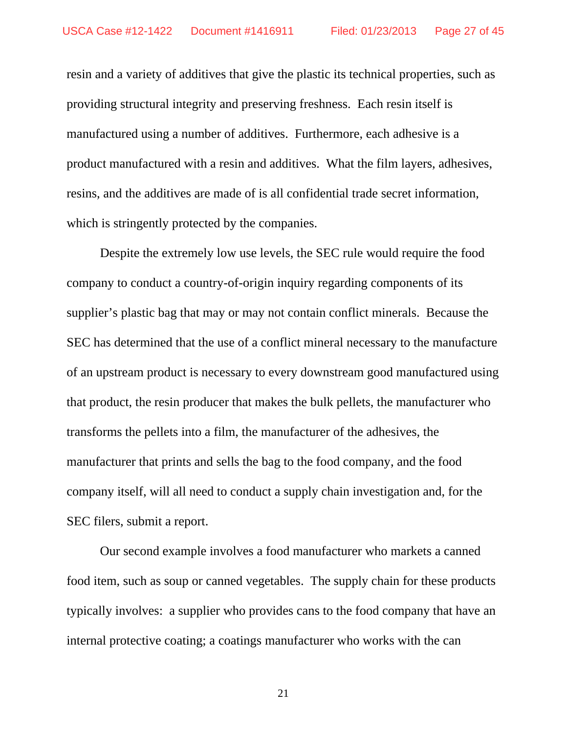resin and a variety of additives that give the plastic its technical properties, such as providing structural integrity and preserving freshness. Each resin itself is manufactured using a number of additives. Furthermore, each adhesive is a product manufactured with a resin and additives. What the film layers, adhesives, resins, and the additives are made of is all confidential trade secret information, which is stringently protected by the companies.

Despite the extremely low use levels, the SEC rule would require the food company to conduct a country-of-origin inquiry regarding components of its supplier's plastic bag that may or may not contain conflict minerals. Because the SEC has determined that the use of a conflict mineral necessary to the manufacture of an upstream product is necessary to every downstream good manufactured using that product, the resin producer that makes the bulk pellets, the manufacturer who transforms the pellets into a film, the manufacturer of the adhesives, the manufacturer that prints and sells the bag to the food company, and the food company itself, will all need to conduct a supply chain investigation and, for the SEC filers, submit a report.

Our second example involves a food manufacturer who markets a canned food item, such as soup or canned vegetables. The supply chain for these products typically involves: a supplier who provides cans to the food company that have an internal protective coating; a coatings manufacturer who works with the can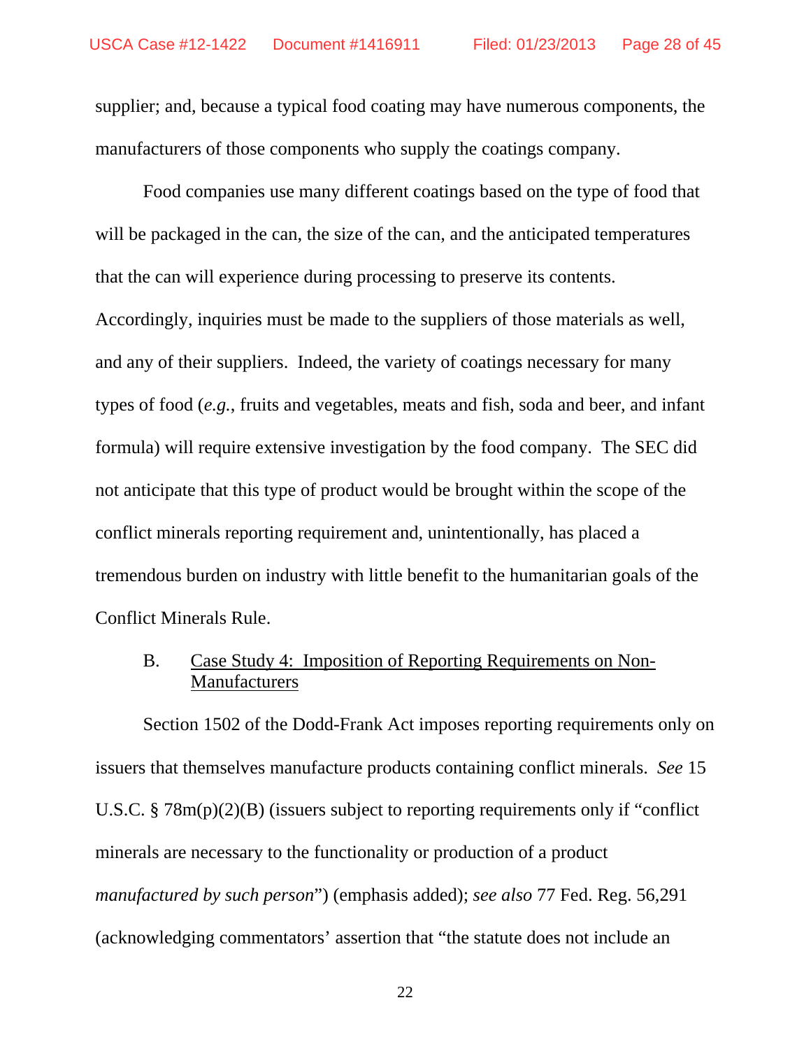supplier; and, because a typical food coating may have numerous components, the manufacturers of those components who supply the coatings company.

Food companies use many different coatings based on the type of food that will be packaged in the can, the size of the can, and the anticipated temperatures that the can will experience during processing to preserve its contents. Accordingly, inquiries must be made to the suppliers of those materials as well, and any of their suppliers. Indeed, the variety of coatings necessary for many types of food (*e.g.*, fruits and vegetables, meats and fish, soda and beer, and infant formula) will require extensive investigation by the food company. The SEC did not anticipate that this type of product would be brought within the scope of the conflict minerals reporting requirement and, unintentionally, has placed a tremendous burden on industry with little benefit to the humanitarian goals of the Conflict Minerals Rule.

### B. Case Study 4: Imposition of Reporting Requirements on Non-Manufacturers

Section 1502 of the Dodd-Frank Act imposes reporting requirements only on issuers that themselves manufacture products containing conflict minerals. *See* 15 U.S.C. § 78m(p)(2)(B) (issuers subject to reporting requirements only if "conflict minerals are necessary to the functionality or production of a product *manufactured by such person*") (emphasis added); *see also* 77 Fed. Reg. 56,291 (acknowledging commentators' assertion that "the statute does not include an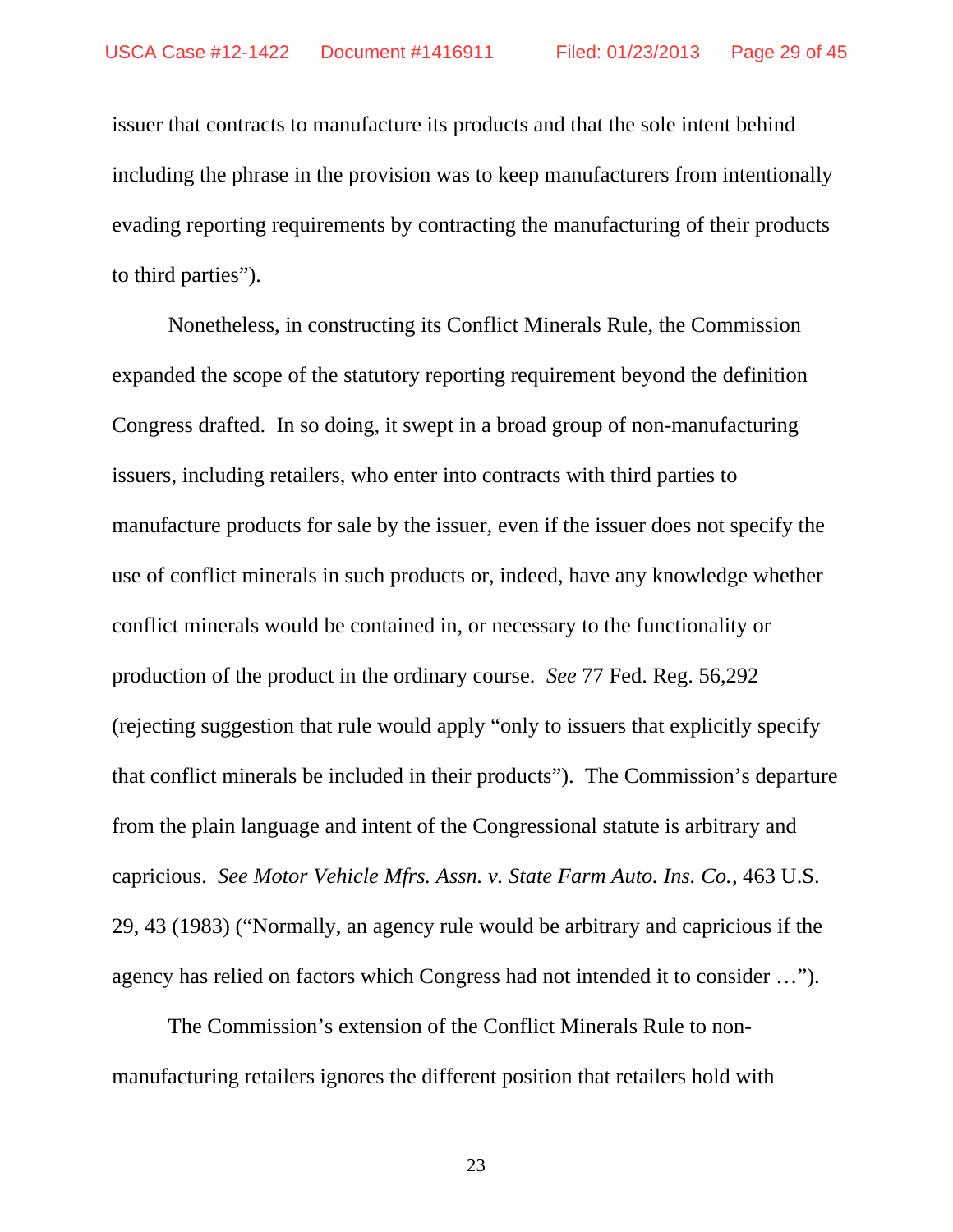issuer that contracts to manufacture its products and that the sole intent behind including the phrase in the provision was to keep manufacturers from intentionally evading reporting requirements by contracting the manufacturing of their products to third parties").

Nonetheless, in constructing its Conflict Minerals Rule, the Commission expanded the scope of the statutory reporting requirement beyond the definition Congress drafted. In so doing, it swept in a broad group of non-manufacturing issuers, including retailers, who enter into contracts with third parties to manufacture products for sale by the issuer, even if the issuer does not specify the use of conflict minerals in such products or, indeed, have any knowledge whether conflict minerals would be contained in, or necessary to the functionality or production of the product in the ordinary course. *See* 77 Fed. Reg. 56,292 (rejecting suggestion that rule would apply "only to issuers that explicitly specify that conflict minerals be included in their products"). The Commission's departure from the plain language and intent of the Congressional statute is arbitrary and capricious. *See Motor Vehicle Mfrs. Assn. v. State Farm Auto. Ins. Co.*, 463 U.S. 29, 43 (1983) ("Normally, an agency rule would be arbitrary and capricious if the agency has relied on factors which Congress had not intended it to consider …").

The Commission's extension of the Conflict Minerals Rule to non-manufacturing retailers ignores the different position that retailers hold with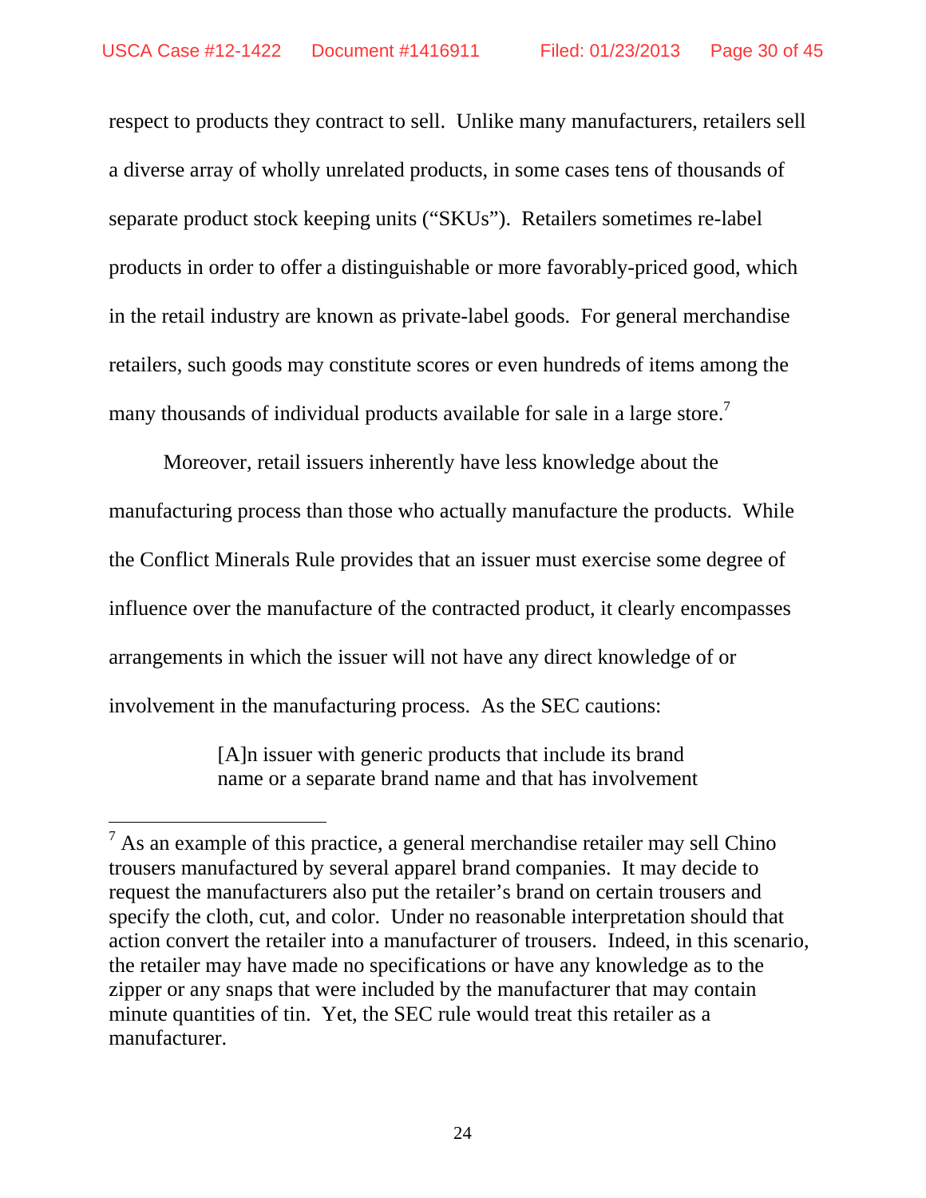respect to products they contract to sell. Unlike many manufacturers, retailers sell a diverse array of wholly unrelated products, in some cases tens of thousands of separate product stock keeping units ("SKUs"). Retailers sometimes re-label products in order to offer a distinguishable or more favorably-priced good, which in the retail industry are known as private-label goods. For general merchandise retailers, such goods may constitute scores or even hundreds of items among the many thousands of individual products available for sale in a large store.[7]

Moreover, retail issuers inherently have less knowledge about the manufacturing process than those who actually manufacture the products. While the Conflict Minerals Rule provides that an issuer must exercise some degree of influence over the manufacture of the contracted product, it clearly encompasses arrangements in which the issuer will not have any direct knowledge of or involvement in the manufacturing process. As the SEC cautions:

> [A]n issuer with generic products that include its brand name or a separate brand name and that has involvement

---

[7] As an example of this practice, a general merchandise retailer may sell Chino trousers manufactured by several apparel brand companies. It may decide to request the manufacturers also put the retailer's brand on certain trousers and specify the cloth, cut, and color. Under no reasonable interpretation should that action convert the retailer into a manufacturer of trousers. Indeed, in this scenario, the retailer may have made no specifications or have any knowledge as to the zipper or any snaps that were included by the manufacturer that may contain minute quantities of tin. Yet, the SEC rule would treat this retailer as a manufacturer.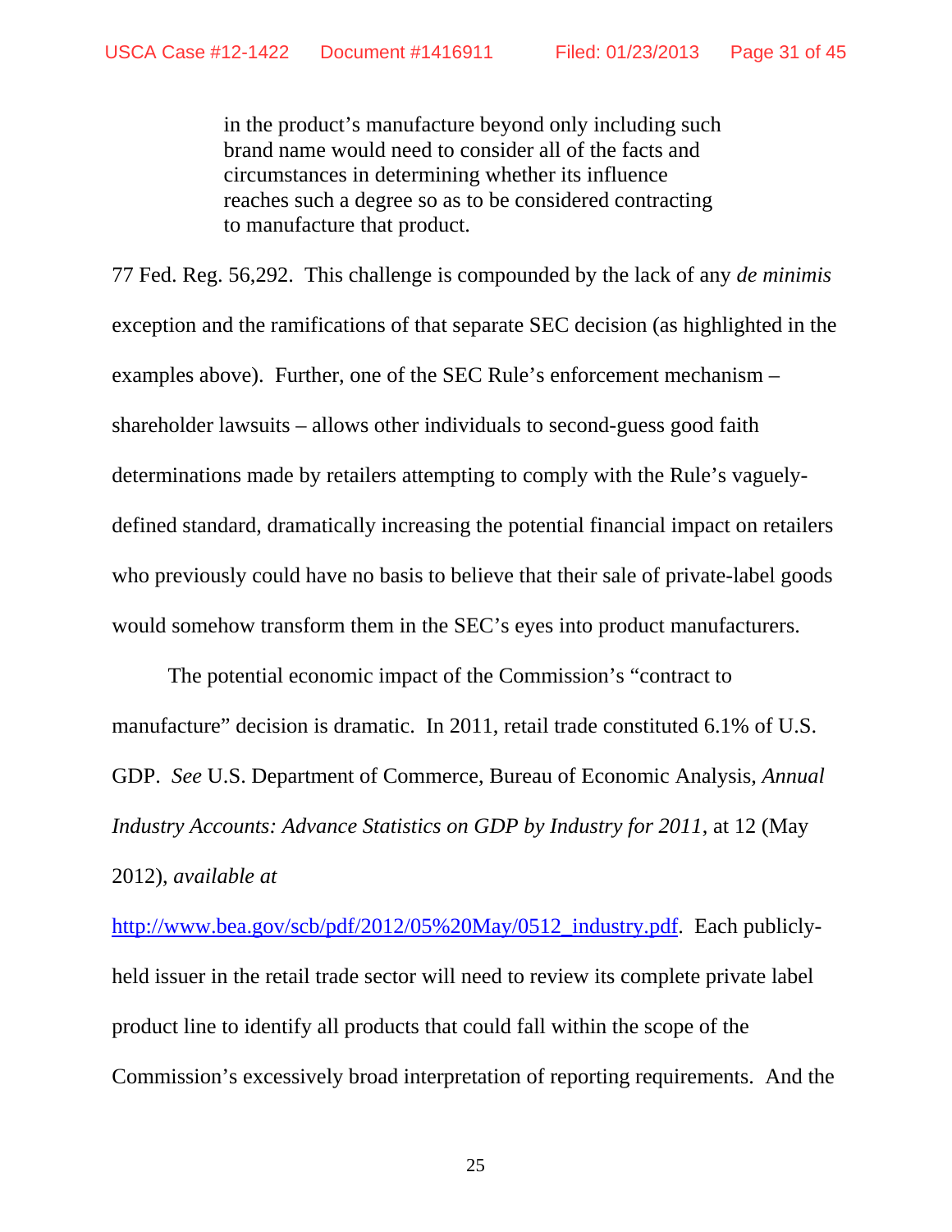> in the product's manufacture beyond only including such brand name would need to consider all of the facts and circumstances in determining whether its influence reaches such a degree so as to be considered contracting to manufacture that product.

77 Fed. Reg. 56,292. This challenge is compounded by the lack of any *de minimis* exception and the ramifications of that separate SEC decision (as highlighted in the examples above). Further, one of the SEC Rule's enforcement mechanism – shareholder lawsuits – allows other individuals to second-guess good faith determinations made by retailers attempting to comply with the Rule's vaguely-defined standard, dramatically increasing the potential financial impact on retailers who previously could have no basis to believe that their sale of private-label goods would somehow transform them in the SEC's eyes into product manufacturers.

The potential economic impact of the Commission's "contract to manufacture" decision is dramatic. In 2011, retail trade constituted 6.1% of U.S. GDP. *See* U.S. Department of Commerce, Bureau of Economic Analysis, *Annual Industry Accounts: Advance Statistics on GDP by Industry for 2011*, at 12 (May 2012), *available at* http://www.bea.gov/scb/pdf/2012/05%20May/0512_industry.pdf. Each publicly-held issuer in the retail trade sector will need to review its complete private label product line to identify all products that could fall within the scope of the Commission's excessively broad interpretation of reporting requirements. And the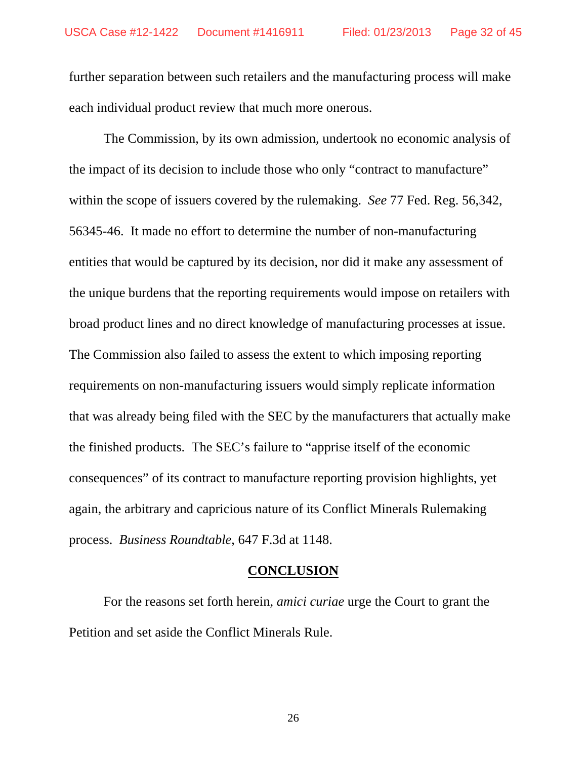further separation between such retailers and the manufacturing process will make each individual product review that much more onerous.

The Commission, by its own admission, undertook no economic analysis of the impact of its decision to include those who only "contract to manufacture" within the scope of issuers covered by the rulemaking. *See* 77 Fed. Reg. 56,342, 56345-46. It made no effort to determine the number of non-manufacturing entities that would be captured by its decision, nor did it make any assessment of the unique burdens that the reporting requirements would impose on retailers with broad product lines and no direct knowledge of manufacturing processes at issue. The Commission also failed to assess the extent to which imposing reporting requirements on non-manufacturing issuers would simply replicate information that was already being filed with the SEC by the manufacturers that actually make the finished products. The SEC's failure to "apprise itself of the economic consequences" of its contract to manufacture reporting provision highlights, yet again, the arbitrary and capricious nature of its Conflict Minerals Rulemaking process. *Business Roundtable*, 647 F.3d at 1148.

## CONCLUSION

For the reasons set forth herein, *amici curiae* urge the Court to grant the Petition and set aside the Conflict Minerals Rule.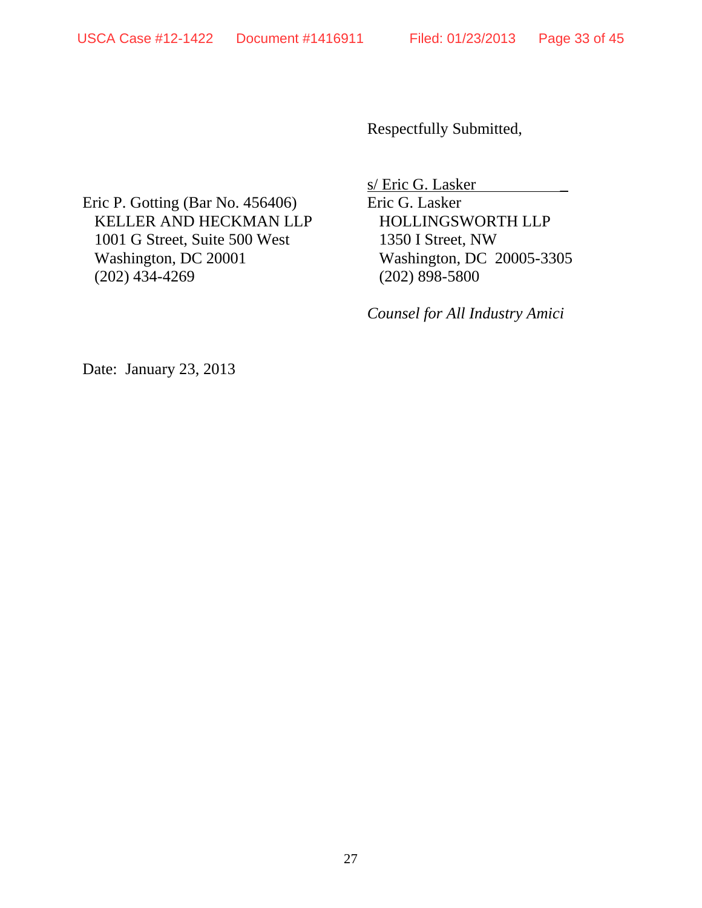Respectfully Submitted,

s/ Eric G. Lasker

Eric G. Lasker
HOLLINGSWORTH LLP
1350 I Street, NW
Washington, DC 20005-3305
(202) 898-5800

*Counsel for All Industry Amici*

Eric P. Gotting (Bar No. 456406)
KELLER AND HECKMAN LLP
1001 G Street, Suite 500 West
Washington, DC 20001
(202) 434-4269

Date: January 23, 2013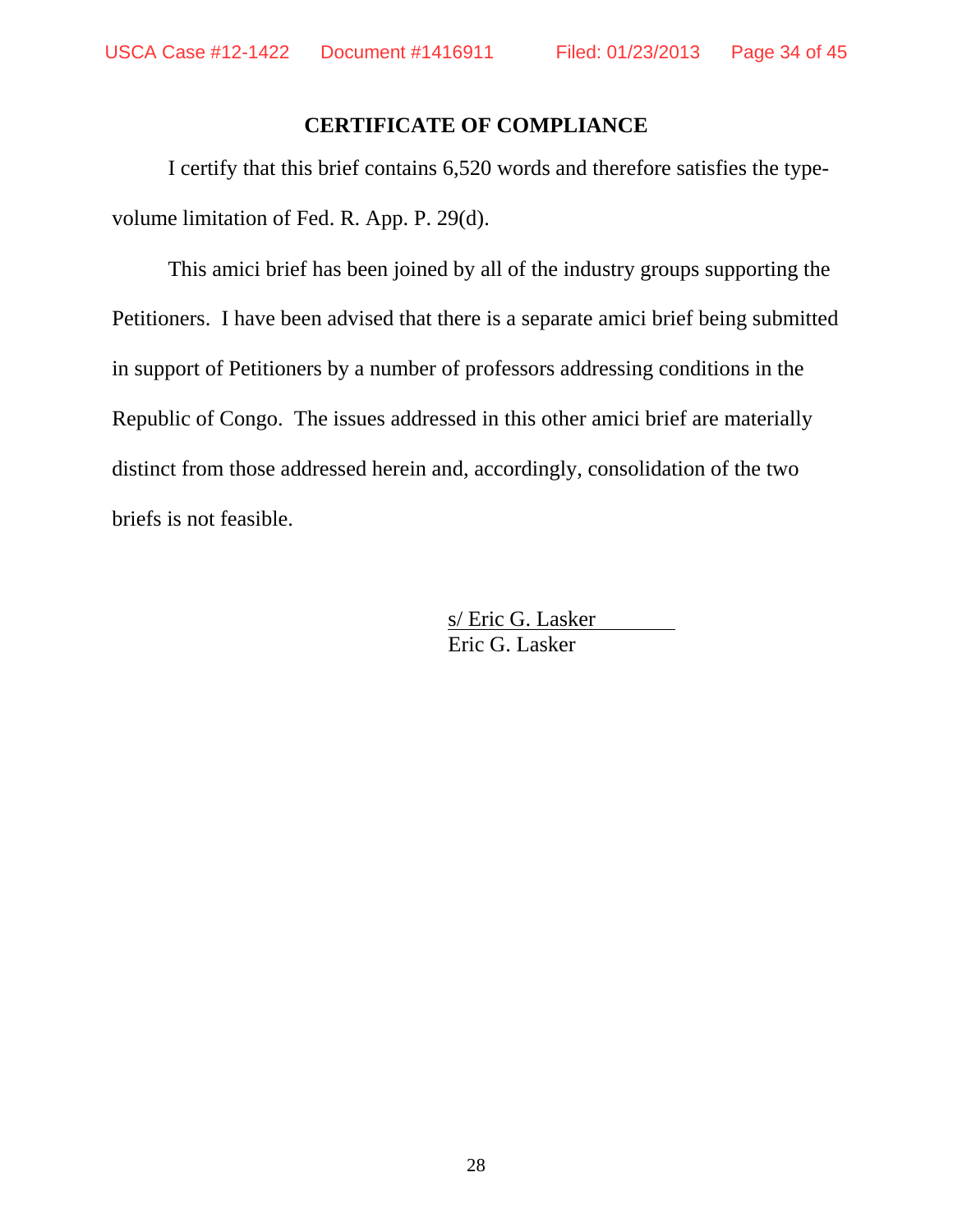## CERTIFICATE OF COMPLIANCE

I certify that this brief contains 6,520 words and therefore satisfies the type-volume limitation of Fed. R. App. P. 29(d).

This amici brief has been joined by all of the industry groups supporting the Petitioners. I have been advised that there is a separate amici brief being submitted in support of Petitioners by a number of professors addressing conditions in the Republic of Congo. The issues addressed in this other amici brief are materially distinct from those addressed herein and, accordingly, consolidation of the two briefs is not feasible.

s/ Eric G. Lasker
Eric G. Lasker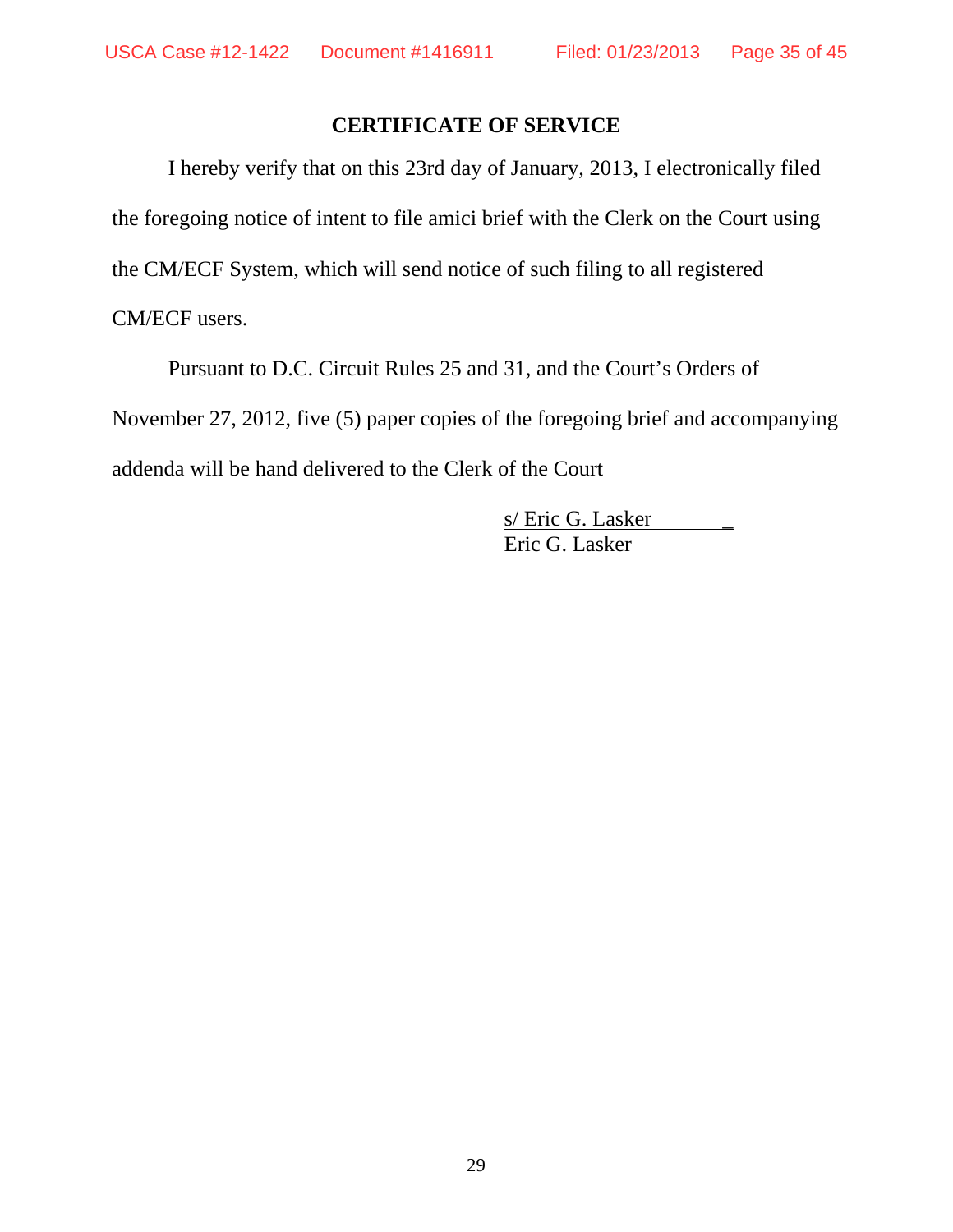## CERTIFICATE OF SERVICE

I hereby verify that on this 23rd day of January, 2013, I electronically filed the foregoing notice of intent to file amici brief with the Clerk on the Court using the CM/ECF System, which will send notice of such filing to all registered CM/ECF users.

Pursuant to D.C. Circuit Rules 25 and 31, and the Court's Orders of November 27, 2012, five (5) paper copies of the foregoing brief and accompanying addenda will be hand delivered to the Clerk of the Court

s/ Eric G. Lasker
Eric G. Lasker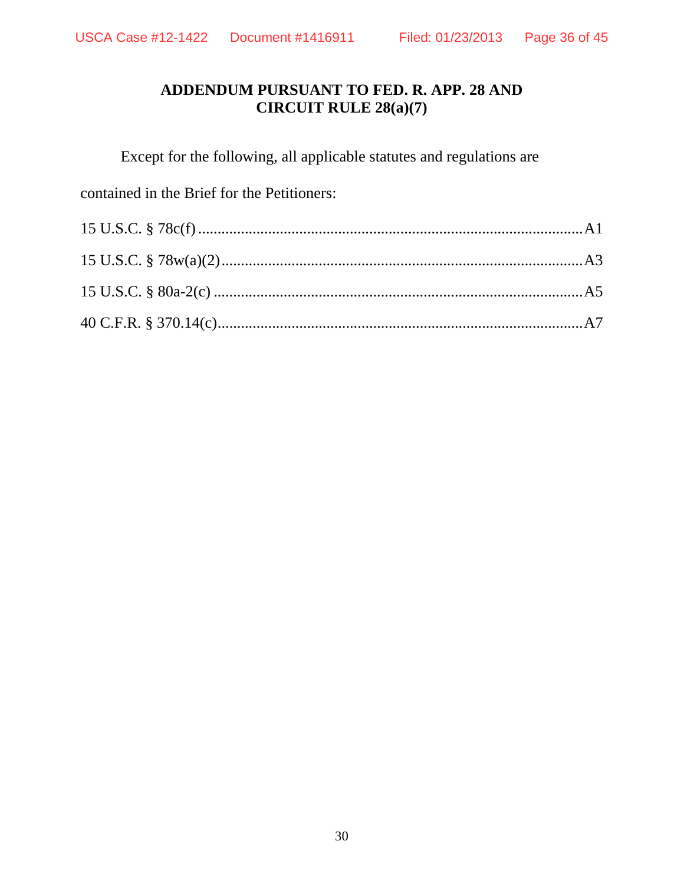## ADDENDUM PURSUANT TO FED. R. APP. 28 AND CIRCUIT RULE 28(a)(7)

Except for the following, all applicable statutes and regulations are contained in the Brief for the Petitioners:

15 U.S.C. § 78c(f) ........................................................................................ A1

15 U.S.C. § 78w(a)(2) .................................................................................. A3

15 U.S.C. § 80a-2(c) ..................................................................................... A5

40 C.F.R. § 370.14(c) ................................................................................... A7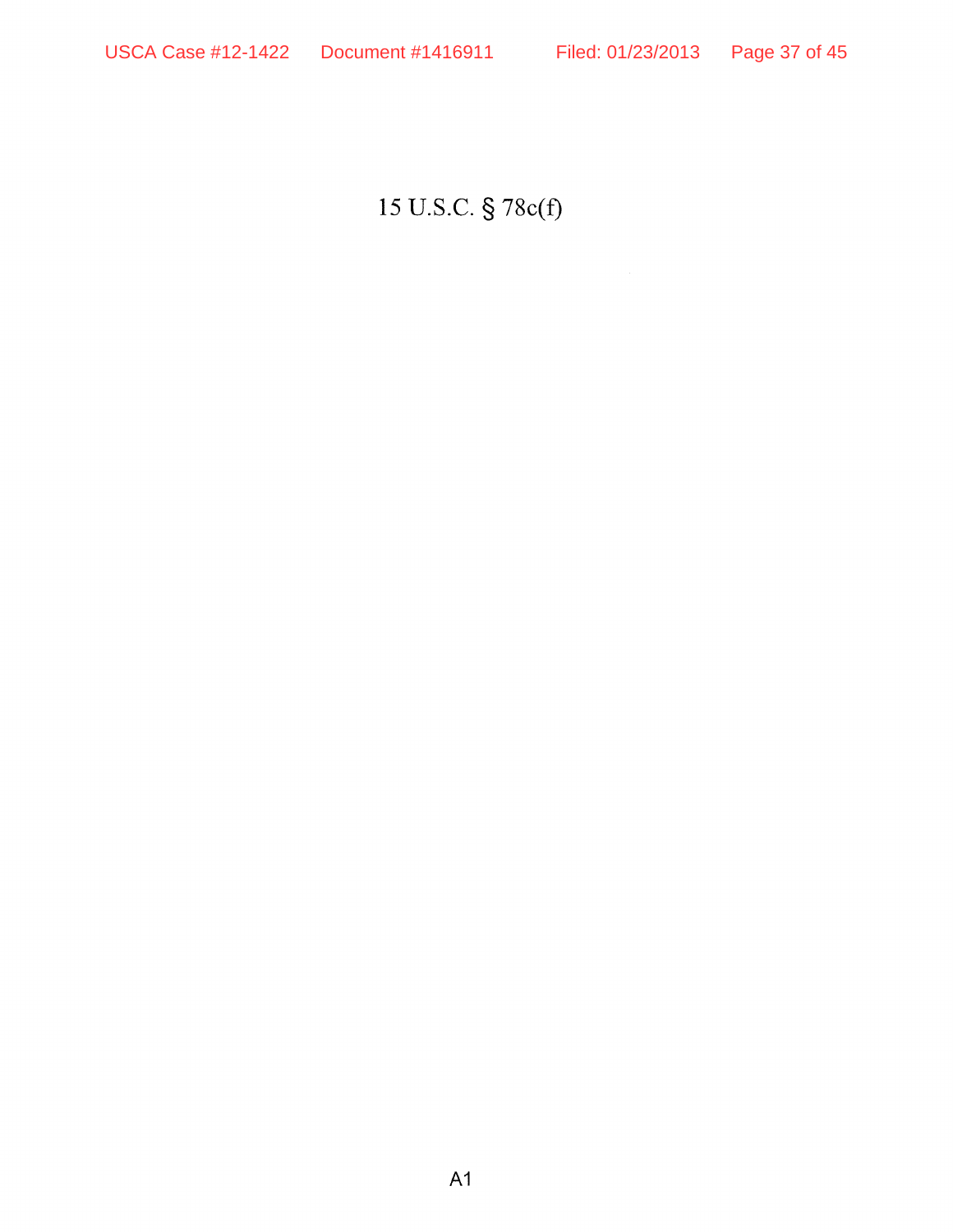# 15 U.S.C. § 78c(f)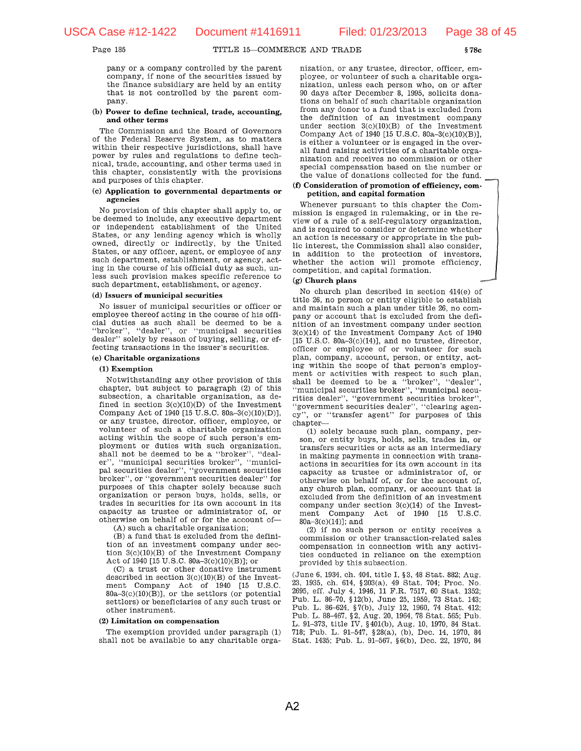pany or a company controlled by the parent company, if none of the securities issued by the finance subsidiary are held by an entity that is not controlled by the parent company.

**(b) Power to define technical, trade, accounting, and other terms**

The Commission and the Board of Governors of the Federal Reserve System, as to matters within their respective jurisdictions, shall have power by rules and regulations to define technical, trade, accounting, and other terms used in this chapter, consistently with the provisions and purposes of this chapter.

**(c) Application to governmental departments or agencies**

No provision of this chapter shall apply to, or be deemed to include, any executive department or independent establishment of the United States, or any lending agency which is wholly owned, directly or indirectly, by the United States, or any officer, agent, or employee of any such department, establishment, or agency, acting in the course of his official duty as such, unless such provision makes specific reference to such department, establishment, or agency.

**(d) Issuers of municipal securities**

No issuer of municipal securities or officer or employee thereof acting in the course of his official duties as such shall be deemed to be a "broker", "dealer", or "municipal securities dealer" solely by reason of buying, selling, or effecting transactions in the issuer's securities.

**(e) Charitable organizations**

**(1) Exemption**

Notwithstanding any other provision of this chapter, but subject to paragraph (2) of this subsection, a charitable organization, as defined in section 3(c)(10)(D) of the Investment Company Act of 1940 [15 U.S.C. 80a–3(c)(10)(D)], or any trustee, director, officer, employee, or volunteer of such a charitable organization acting within the scope of such person's employment or duties with such organization, shall not be deemed to be a "broker", "dealer", "municipal securities broker", "municipal securities dealer", "government securities broker", or "government securities dealer" for purposes of this chapter solely because such organization or person buys, holds, sells, or trades in securities for its own account in its capacity as trustee or administrator of, or otherwise on behalf of or for the account of—

(A) such a charitable organization;

(B) a fund that is excluded from the definition of an investment company under section 3(c)(10)(B) of the Investment Company Act of 1940 [15 U.S.C. 80a–3(c)(10)(B)]; or

(C) a trust or other donative instrument described in section 3(c)(10)(B) of the Investment Company Act of 1940 [15 U.S.C. 80a–3(c)(10)(B)], or the settlors (or potential settlors) or beneficiaries of any such trust or other instrument.

**(2) Limitation on compensation**

The exemption provided under paragraph (1) shall not be available to any charitable organization, or any trustee, director, officer, employee, or volunteer of such a charitable organization, unless each person who, on or after 90 days after December 8, 1995, solicits donations on behalf of such charitable organization from any donor to a fund that is excluded from the definition of an investment company under section 3(c)(10)(B) of the Investment Company Act of 1940 [15 U.S.C. 80a–3(c)(10)(B)], is either a volunteer or is engaged in the overall fund raising activities of a charitable organization and receives no commission or other special compensation based on the number or the value of donations collected for the fund.

**(f) Consideration of promotion of efficiency, competition, and capital formation**

Whenever pursuant to this chapter the Commission is engaged in rulemaking, or in the review of a rule of a self-regulatory organization, and is required to consider or determine whether an action is necessary or appropriate in the public interest, the Commission shall also consider, in addition to the protection of investors, whether the action will promote efficiency, competition, and capital formation.

**(g) Church plans**

No church plan described in section 414(e) of title 26, no person or entity eligible to establish and maintain such a plan under title 26, no company or account that is excluded from the definition of an investment company under section 3(c)(14) of the Investment Company Act of 1940 [15 U.S.C. 80a–3(c)(14)], and no trustee, director, officer or employee of or volunteer for such plan, company, account, person, or entity, acting within the scope of that person's employment or activities with respect to such plan, shall be deemed to be a "broker", "dealer", "municipal securities broker", "municipal securities dealer", "government securities broker", "government securities dealer", "clearing agency", or "transfer agent" for purposes of this chapter—

(1) solely because such plan, company, person, or entity buys, holds, sells, trades in, or transfers securities or acts as an intermediary in making payments in connection with transactions in securities for its own account in its capacity as trustee or administrator of, or otherwise on behalf of, or for the account of, any church plan, company, or account that is excluded from the definition of an investment company under section 3(c)(14) of the Investment Company Act of 1940 [15 U.S.C. 80a–3(c)(14)]; and

(2) if no such person or entity receives a commission or other transaction-related sales compensation in connection with any activities conducted in reliance on the exemption provided by this subsection.

(June 6, 1934, ch. 404, title I, §3, 48 Stat. 882; Aug. 23, 1935, ch. 614, §203(a), 49 Stat. 704; Proc. No. 2695, eff. July 4, 1946, 11 F.R. 7517, 60 Stat. 1352; Pub. L. 86–70, §12(b), June 25, 1959, 73 Stat. 143; Pub. L. 86–624, §7(b), July 12, 1960, 74 Stat. 412; Pub. L. 88–467, §2, Aug. 20, 1964, 78 Stat. 565; Pub. L. 91–373, title IV, §401(b), Aug. 10, 1970, 84 Stat. 718; Pub. L. 91–547, §28(a), (b), Dec. 14, 1970, 84 Stat. 1435; Pub. L. 91–567, §6(b), Dec. 22, 1970, 84

A2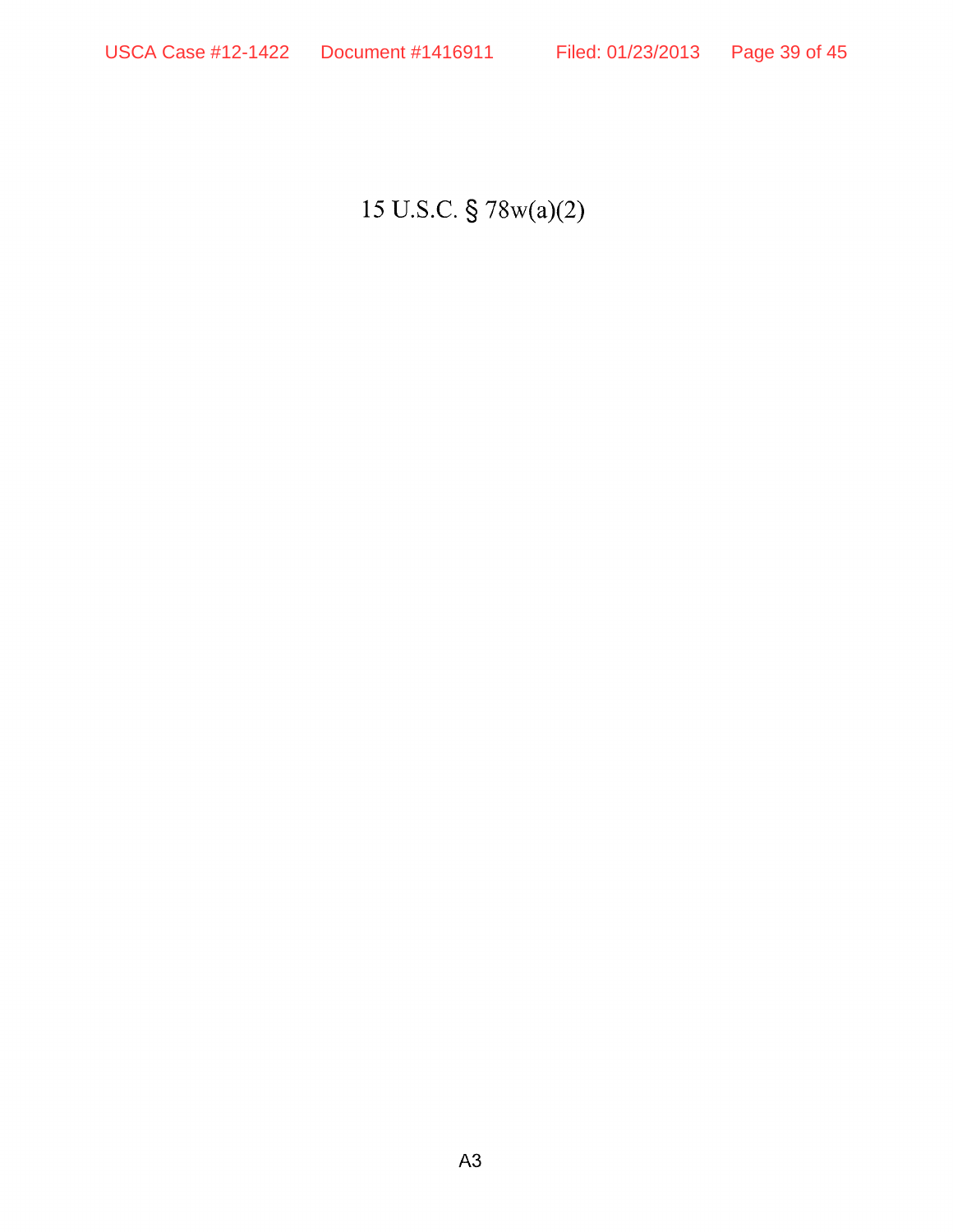15 U.S.C. § 78w(a)(2)

A3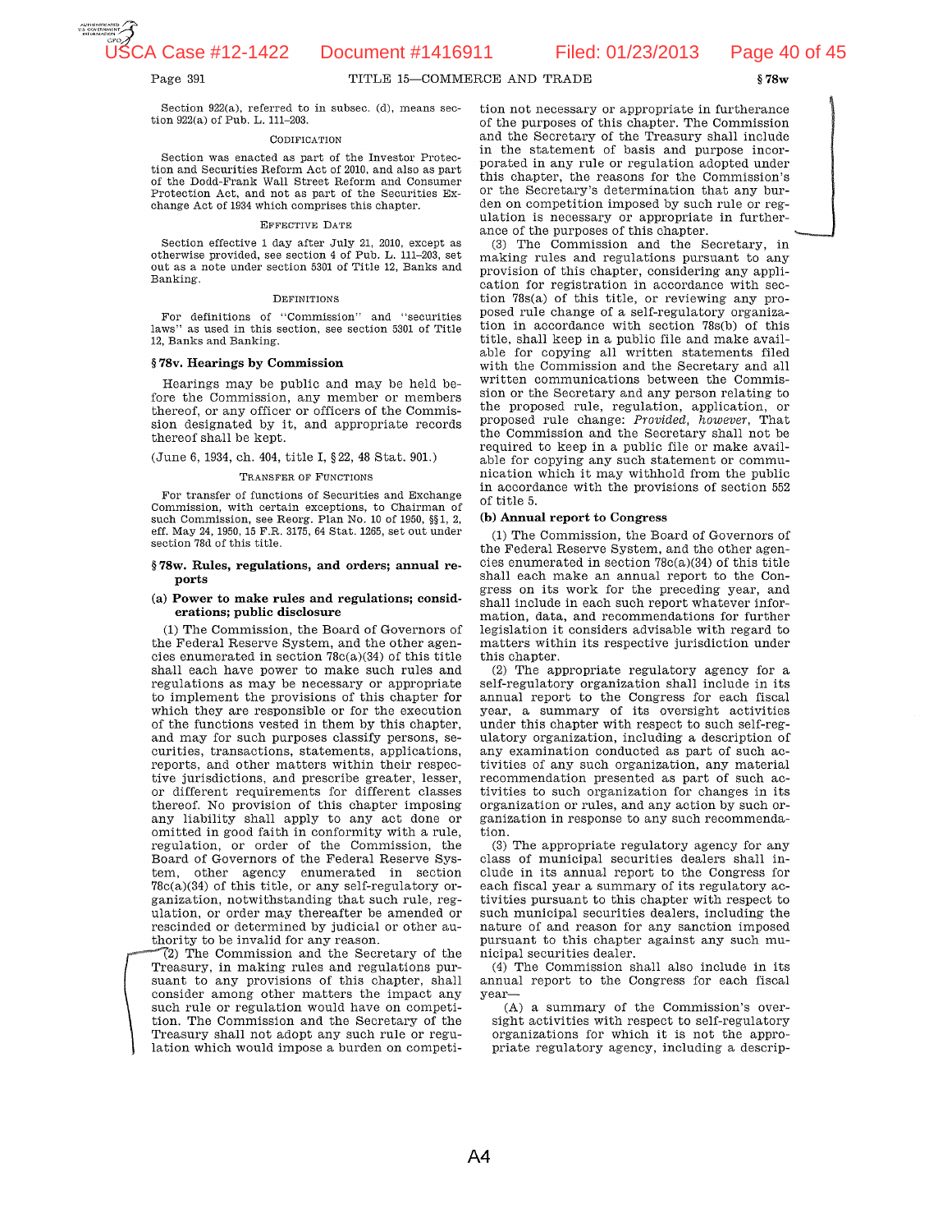Section 922(a), referred to in subsec. (d), means section 922(a) of Pub. L. 111–203.

CODIFICATION

Section was enacted as part of the Investor Protection and Securities Reform Act of 2010, and also as part of the Dodd-Frank Wall Street Reform and Consumer Protection Act, and not as part of the Securities Exchange Act of 1934 which comprises this chapter.

EFFECTIVE DATE

Section effective 1 day after July 21, 2010, except as otherwise provided, see section 4 of Pub. L. 111–203, set out as a note under section 5301 of Title 12, Banks and Banking.

DEFINITIONS

For definitions of "Commission" and "securities laws" as used in this section, see section 5301 of Title 12, Banks and Banking.

### § 78v. Hearings by Commission

Hearings may be public and may be held before the Commission, any member or members thereof, or any officer or officers of the Commission designated by it, and appropriate records thereof shall be kept.

(June 6, 1934, ch. 404, title I, § 22, 48 Stat. 901.)

TRANSFER OF FUNCTIONS

For transfer of functions of Securities and Exchange Commission, with certain exceptions, to Chairman of such Commission, see Reorg. Plan No. 10 of 1950, §§ 1, 2, eff. May 24, 1950, 15 F.R. 3175, 64 Stat. 1265, set out under section 78d of this title.

### § 78w. Rules, regulations, and orders; annual reports

**(a) Power to make rules and regulations; considerations; public disclosure**

(1) The Commission, the Board of Governors of the Federal Reserve System, and the other agencies enumerated in section 78c(a)(34) of this title shall each have power to make such rules and regulations as may be necessary or appropriate to implement the provisions of this chapter for which they are responsible or for the execution of the functions vested in them by this chapter, and may for such purposes classify persons, securities, transactions, statements, applications, reports, and other matters within their respective jurisdictions, and prescribe greater, lesser, or different requirements for different classes thereof. No provision of this chapter imposing any liability shall apply to any act done or omitted in good faith in conformity with a rule, regulation, or order of the Commission, the Board of Governors of the Federal Reserve System, other agency enumerated in section 78c(a)(34) of this title, or any self-regulatory organization, notwithstanding that such rule, regulation, or order may thereafter be amended or rescinded or determined by judicial or other authority to be invalid for any reason.

(2) The Commission and the Secretary of the Treasury, in making rules and regulations pursuant to any provisions of this chapter, shall consider among other matters the impact any such rule or regulation would have on competition. The Commission and the Secretary of the Treasury shall not adopt any such rule or regulation which would impose a burden on competition not necessary or appropriate in furtherance of the purposes of this chapter. The Commission and the Secretary of the Treasury shall include in the statement of basis and purpose incorporated in any rule or regulation adopted under this chapter, the reasons for the Commission's or the Secretary's determination that any burden on competition imposed by such rule or regulation is necessary or appropriate in furtherance of the purposes of this chapter.

(3) The Commission and the Secretary, in making rules and regulations pursuant to any provision of this chapter, considering any application for registration in accordance with section 78s(a) of this title, or reviewing any proposed rule change of a self-regulatory organization in accordance with section 78s(b) of this title, shall keep in a public file and make available for copying all written statements filed with the Commission and the Secretary and all written communications between the Commission or the Secretary and any person relating to the proposed rule, regulation, application, or proposed rule change: *Provided, however,* That the Commission and the Secretary shall not be required to keep in a public file or make available for copying any such statement or communication which it may withhold from the public in accordance with the provisions of section 552 of title 5.

**(b) Annual report to Congress**

(1) The Commission, the Board of Governors of the Federal Reserve System, and the other agencies enumerated in section 78c(a)(34) of this title shall each make an annual report to the Congress on its work for the preceding year, and shall include in each such report whatever information, data, and recommendations for further legislation it considers advisable with regard to matters within its respective jurisdiction under this chapter.

(2) The appropriate regulatory agency for a self-regulatory organization shall include in its annual report to the Congress for each fiscal year, a summary of its oversight activities under this chapter with respect to such self-regulatory organization, including a description of any examination conducted as part of such activities of any such organization, any material recommendation presented as part of such activities to such organization for changes in its organization or rules, and any action by such organization in response to any such recommendation.

(3) The appropriate regulatory agency for any class of municipal securities dealers shall include in its annual report to the Congress for each fiscal year a summary of its regulatory activities pursuant to this chapter with respect to such municipal securities dealers, including the nature of and reason for any sanction imposed pursuant to this chapter against any such municipal securities dealer.

(4) The Commission shall also include in its annual report to the Congress for each fiscal year—

(A) a summary of the Commission's oversight activities with respect to self-regulatory organizations for which it is not the appropriate regulatory agency, including a descrip-

A4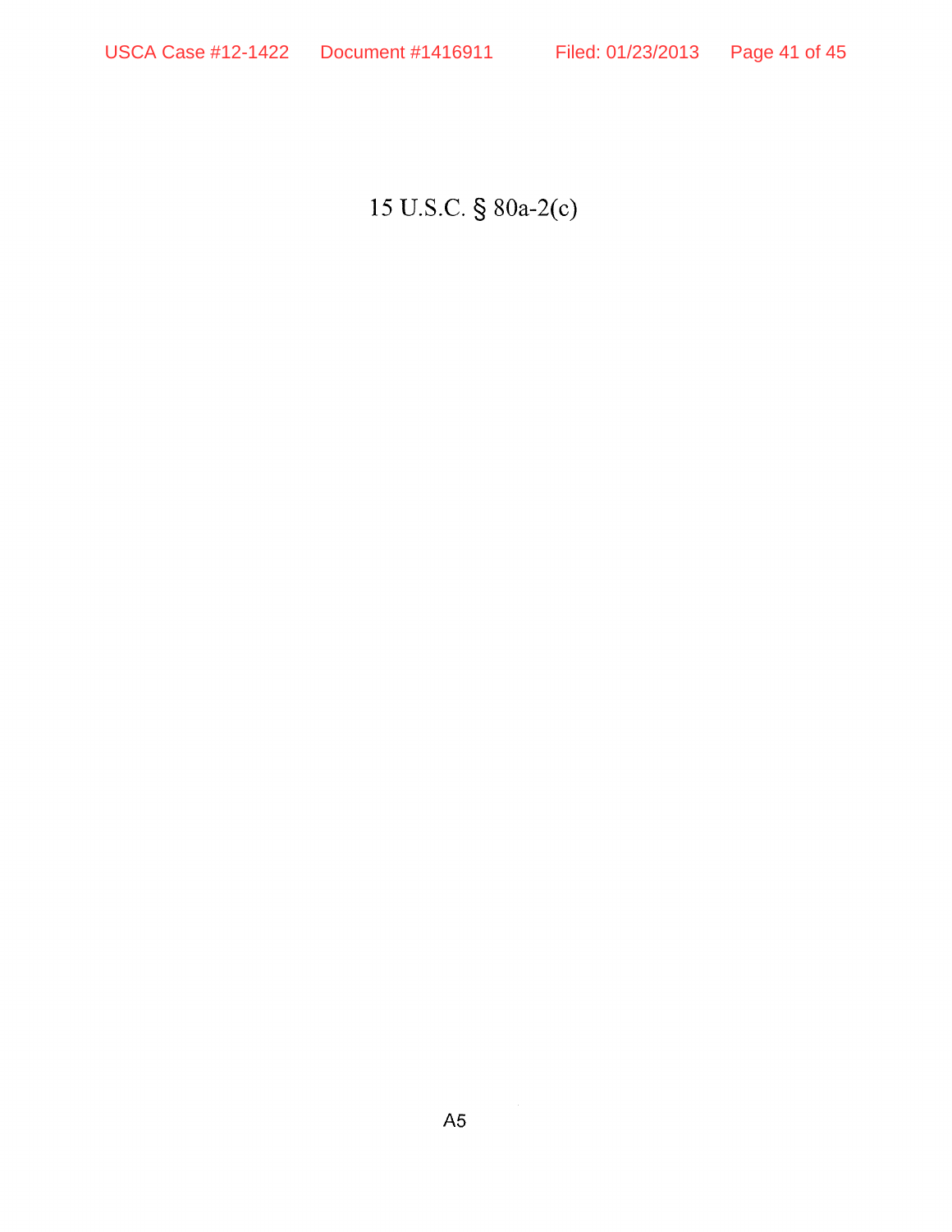15 U.S.C. § 80a-2(c)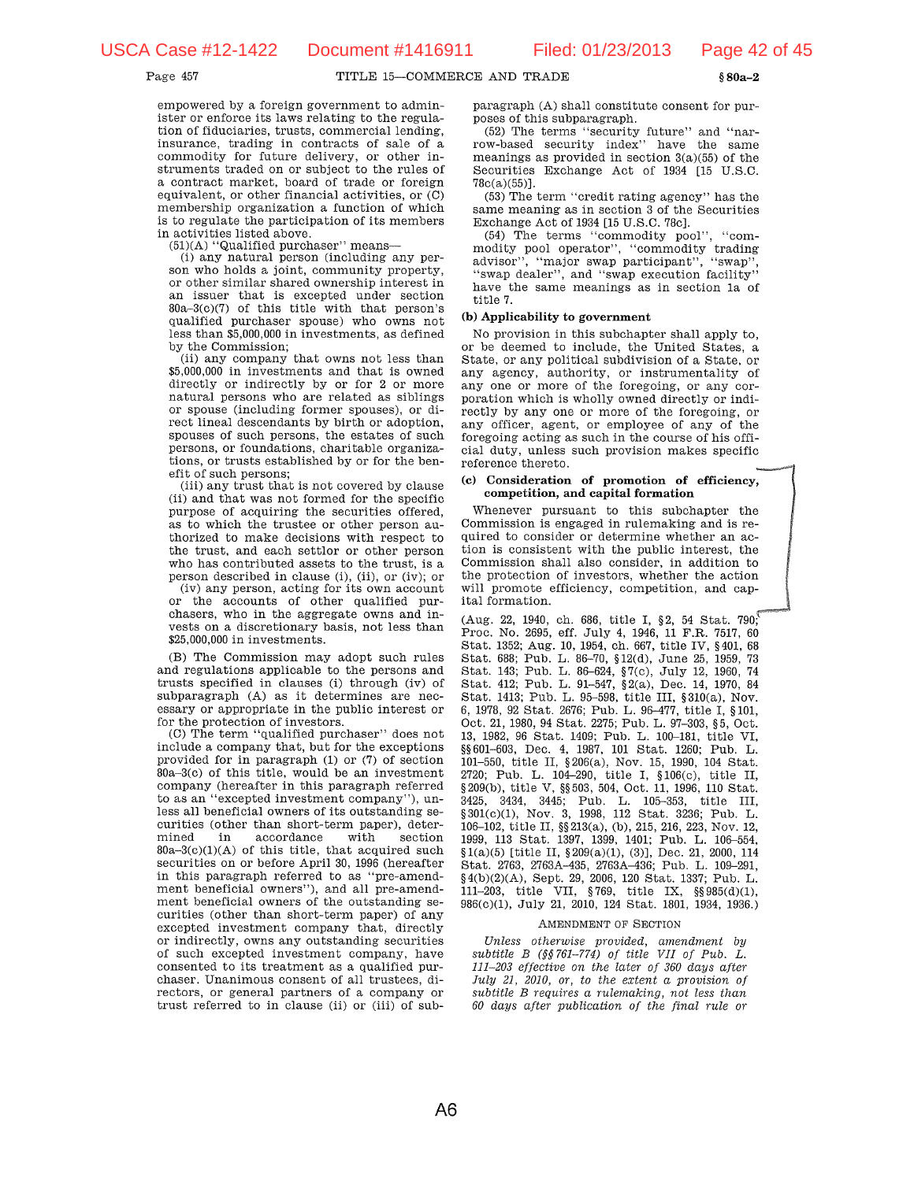empowered by a foreign government to administer or enforce its laws relating to the regulation of fiduciaries, trusts, commercial lending, insurance, trading in contracts of sale of a commodity for future delivery, or other instruments traded on or subject to the rules of a contract market, board of trade or foreign equivalent, or other financial activities, or (C) membership organization a function of which is to regulate the participation of its members in activities listed above.

(51)(A) "Qualified purchaser" means—

(i) any natural person (including any person who holds a joint, community property, or other similar shared ownership interest in an issuer that is excepted under section 80a–3(c)(7) of this title with that person's qualified purchaser spouse) who owns not less than $5,000,000 in investments, as defined by the Commission;

(ii) any company that owns not less than $5,000,000 in investments and that is owned directly or indirectly by or for 2 or more natural persons who are related as siblings or spouse (including former spouses), or direct lineal descendants by birth or adoption, spouses of such persons, the estates of such persons, or foundations, charitable organizations, or trusts established by or for the benefit of such persons;

(iii) any trust that is not covered by clause (ii) and that was not formed for the specific purpose of acquiring the securities offered, as to which the trustee or other person authorized to make decisions with respect to the trust, and each settlor or other person who has contributed assets to the trust, is a person described in clause (i), (ii), or (iv); or

(iv) any person, acting for its own account or the accounts of other qualified purchasers, who in the aggregate owns and invests on a discretionary basis, not less than $25,000,000 in investments.

(B) The Commission may adopt such rules and regulations applicable to the persons and trusts specified in clauses (i) through (iv) of subparagraph (A) as it determines are necessary or appropriate in the public interest or for the protection of investors.

(C) The term "qualified purchaser" does not include a company that, but for the exceptions provided for in paragraph (1) or (7) of section 80a–3(c) of this title, would be an investment company (hereafter in this paragraph referred to as an "excepted investment company"), unless all beneficial owners of its outstanding securities (other than short-term paper), determined in accordance with section 80a–3(c)(1)(A) of this title, that acquired such securities on or before April 30, 1996 (hereafter in this paragraph referred to as "pre-amendment beneficial owners"), and all pre-amendment beneficial owners of the outstanding securities (other than short-term paper) of any excepted investment company that, directly or indirectly, owns any outstanding securities of such excepted investment company, have consented to its treatment as a qualified purchaser. Unanimous consent of all trustees, directors, or general partners of a company or trust referred to in clause (ii) or (iii) of subparagraph (A) shall constitute consent for purposes of this subparagraph.

(52) The terms "security future" and "narrow-based security index" have the same meanings as provided in section 3(a)(55) of the Securities Exchange Act of 1934 [15 U.S.C. 78c(a)(55)].

(53) The term "credit rating agency" has the same meaning as in section 3 of the Securities Exchange Act of 1934 [15 U.S.C. 78c].

(54) The terms "commodity pool", "commodity pool operator", "commodity trading advisor", "major swap participant", "swap", "swap dealer", and "swap execution facility" have the same meanings as in section 1a of title 7.

**(b) Applicability to government**

No provision in this subchapter shall apply to, or be deemed to include, the United States, a State, or any political subdivision of a State, or any agency, authority, or instrumentality of any one or more of the foregoing, or any corporation which is wholly owned directly or indirectly by any one or more of the foregoing, or any officer, agent, or employee of any of the foregoing acting as such in the course of his official duty, unless such provision makes specific reference thereto.

**(c) Consideration of promotion of efficiency, competition, and capital formation**

Whenever pursuant to this subchapter the Commission is engaged in rulemaking and is required to consider or determine whether an action is consistent with the public interest, the Commission shall also consider, in addition to the protection of investors, whether the action will promote efficiency, competition, and capital formation.

(Aug. 22, 1940, ch. 686, title I, §2, 54 Stat. 790; Proc. No. 2695, eff. July 4, 1946, 11 F.R. 7517, 60 Stat. 1352; Aug. 10, 1954, ch. 667, title IV, §401, 68 Stat. 688; Pub. L. 86–70, §12(d), June 25, 1959, 73 Stat. 143; Pub. L. 86–624, §7(c), July 12, 1960, 74 Stat. 412; Pub. L. 91–547, §2(a), Dec. 14, 1970, 84 Stat. 1413; Pub. L. 95–598, title III, §310(a), Nov. 6, 1978, 92 Stat. 2676; Pub. L. 96–477, title I, §101, Oct. 21, 1980, 94 Stat. 2275; Pub. L. 97–303, §5, Oct. 13, 1982, 96 Stat. 1409; Pub. L. 100–181, title VI, §§601–603, Dec. 4, 1987, 101 Stat. 1260; Pub. L. 101–550, title II, §206(a), Nov. 15, 1990, 104 Stat. 2720; Pub. L. 104–290, title I, §106(c), title II, §209(b), title V, §§503, 504, Oct. 11, 1996, 110 Stat. 3425, 3434, 3445; Pub. L. 105–353, title III, §301(c)(1), Nov. 3, 1998, 112 Stat. 3236; Pub. L. 106–102, title II, §§213(a), (b), 215, 216, 223, Nov. 12, 1999, 113 Stat. 1397, 1399, 1401; Pub. L. 106–554, §1(a)(5) [title II, §209(a)(1), (3)], Dec. 21, 2000, 114 Stat. 2763, 2763A–435, 2763A–436; Pub. L. 109–291, §4(b)(2)(A), Sept. 29, 2006, 120 Stat. 1337; Pub. L. 111–203, title VII, §769, title IX, §§985(d)(1), 986(c)(1), July 21, 2010, 124 Stat. 1801, 1934, 1936.)

AMENDMENT OF SECTION

*Unless otherwise provided, amendment by subtitle B (§§761–774) of title VII of Pub. L. 111–203 effective on the later of 360 days after July 21, 2010, or, to the extent a provision of subtitle B requires a rulemaking, not less than 60 days after publication of the final rule or*

A6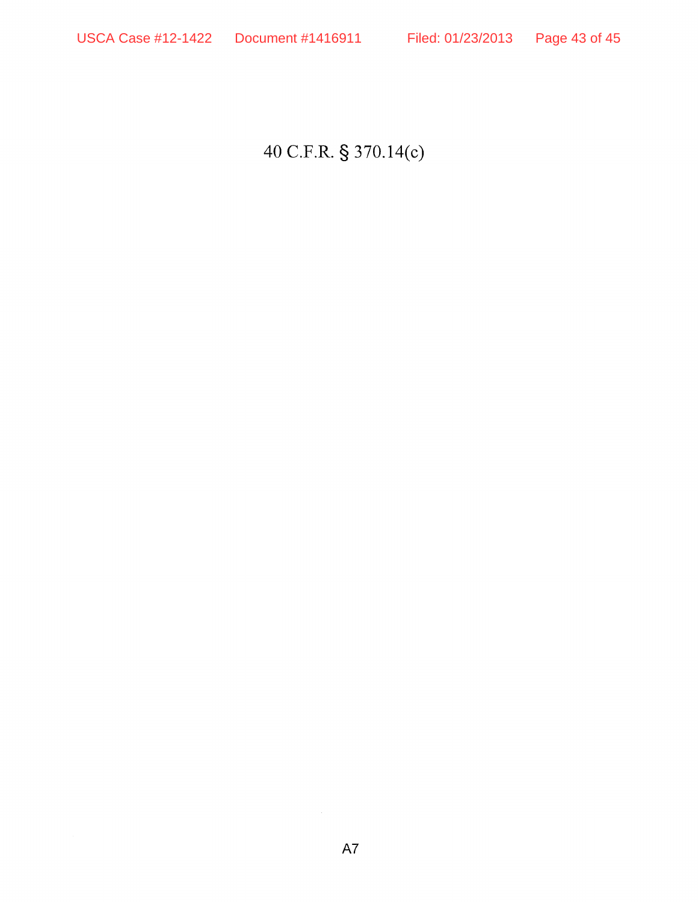40 C.F.R. § 370.14(c)

A7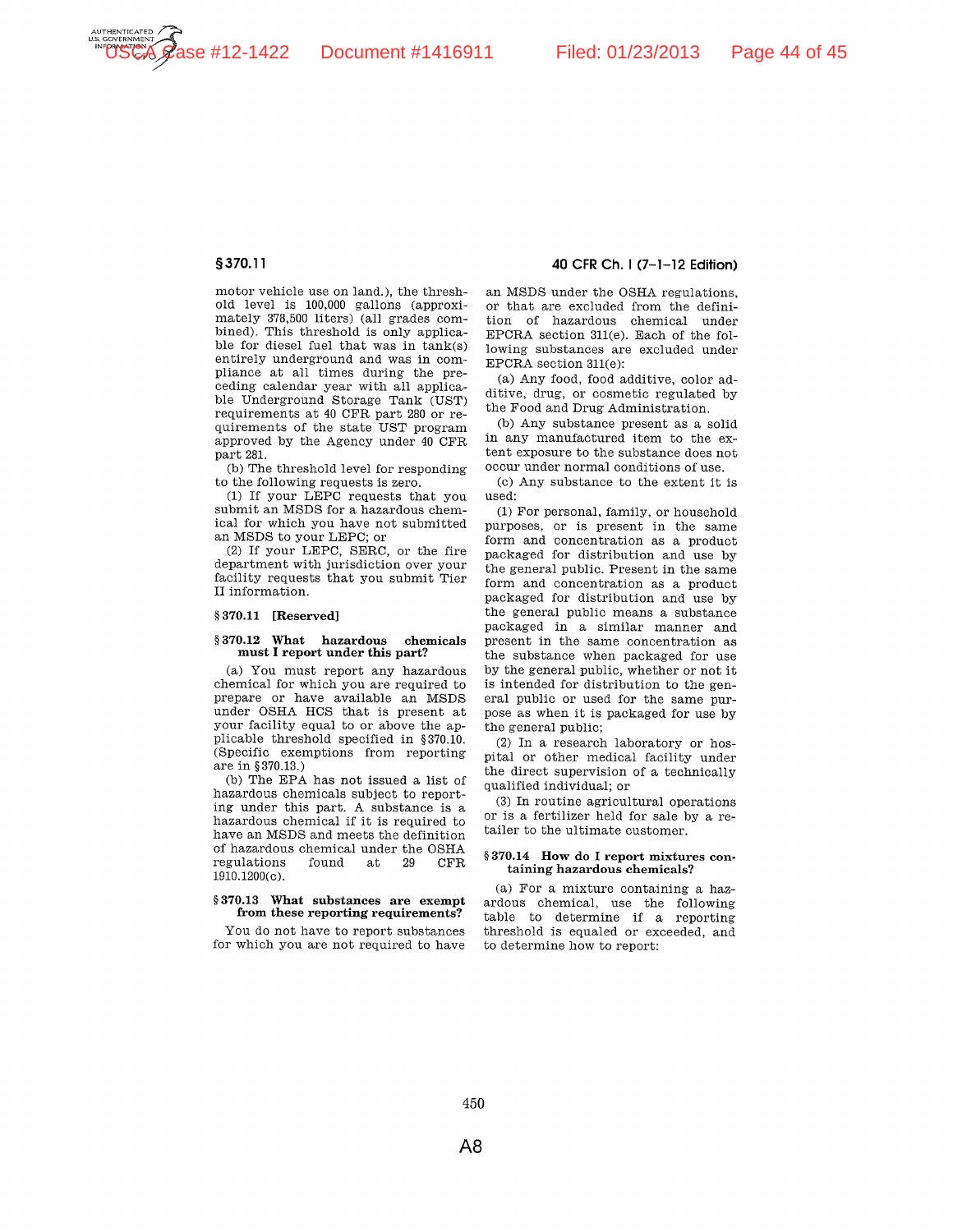motor vehicle use on land.), the threshold level is 100,000 gallons (approximately 378,500 liters) (all grades combined). This threshold is only applicable for diesel fuel that was in tank(s) entirely underground and was in compliance at all times during the preceding calendar year with all applicable Underground Storage Tank (UST) requirements at 40 CFR part 280 or requirements of the state UST program approved by the Agency under 40 CFR part 281.

(b) The threshold level for responding to the following requests is zero.

(1) If your LEPC requests that you submit an MSDS for a hazardous chemical for which you have not submitted an MSDS to your LEPC; or

(2) If your LEPC, SERC, or the fire department with jurisdiction over your facility requests that you submit Tier II information.

### § 370.11 [Reserved]

### § 370.12 What hazardous chemicals must I report under this part?

(a) You must report any hazardous chemical for which you are required to prepare or have available an MSDS under OSHA HCS that is present at your facility equal to or above the applicable threshold specified in § 370.10. (Specific exemptions from reporting are in § 370.13.)

(b) The EPA has not issued a list of hazardous chemicals subject to reporting under this part. A substance is a hazardous chemical if it is required to have an MSDS and meets the definition of hazardous chemical under the OSHA regulations found at 29 CFR 1910.1200(c).

### § 370.13 What substances are exempt from these reporting requirements?

You do not have to report substances for which you are not required to have an MSDS under the OSHA regulations, or that are excluded from the definition of hazardous chemical under EPCRA section 311(e). Each of the following substances are excluded under EPCRA section 311(e):

(a) Any food, food additive, color additive, drug, or cosmetic regulated by the Food and Drug Administration.

(b) Any substance present as a solid in any manufactured item to the extent exposure to the substance does not occur under normal conditions of use.

(c) Any substance to the extent it is used:

(1) For personal, family, or household purposes, or is present in the same form and concentration as a product packaged for distribution and use by the general public. Present in the same form and concentration as a product packaged for distribution and use by the general public means a substance packaged in a similar manner and present in the same concentration as the substance when packaged for use by the general public, whether or not it is intended for distribution to the general public or used for the same purpose as when it is packaged for use by the general public;

(2) In a research laboratory or hospital or other medical facility under the direct supervision of a technically qualified individual; or

(3) In routine agricultural operations or is a fertilizer held for sale by a retailer to the ultimate customer.

### § 370.14 How do I report mixtures containing hazardous chemicals?

(a) For a mixture containing a hazardous chemical, use the following table to determine if a reporting threshold is equaled or exceeded, and to determine how to report: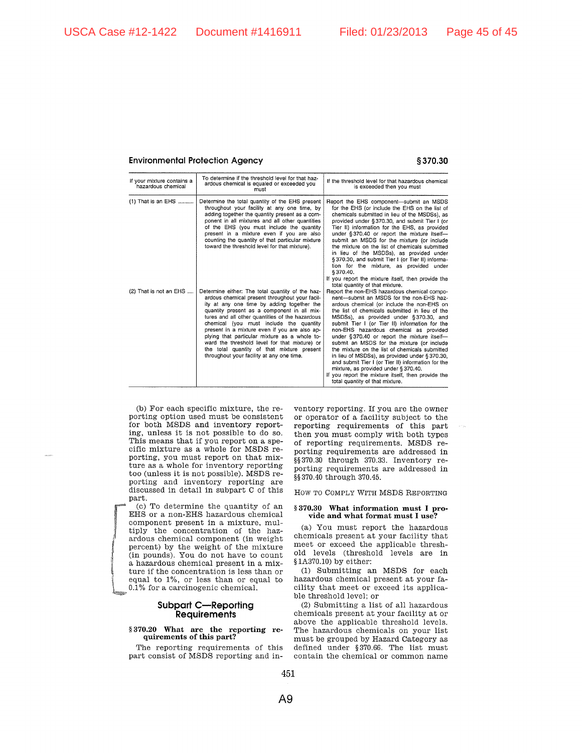Environmental Protection Agency § 370.30

| If your mixture contains a hazardous chemical | To determine if the threshold level for that hazardous chemical is equaled or exceeded you must | If the threshold level for that hazardous chemical is exceeded then you must |
|---|---|---|
| (1) That is an EHS .......... | Determine the total quantity of the EHS present throughout your facility at any one time, by adding together the quantity present as a component in all mixtures and all other quantities of the EHS (you must include the quantity present in a mixture even if you are also counting the quantity of that particular mixture toward the threshold level for that mixture). | Report the EHS component—submit an MSDS for the EHS (or include the EHS on the list of chemicals submitted in lieu of the MSDSs), as provided under § 370.30, and submit Tier I (or Tier II) information for the EHS, as provided under § 370.40 or report the mixture itself—submit an MSDS for the mixture (or include the mixture on the list of chemicals submitted in lieu of the MSDSs), as provided under § 370.30, and submit Tier I (or Tier II) information for the mixture, as provided under § 370.40. If you report the mixture itself, then provide the total quantity of that mixture. |
| (2) That is not an EHS .... | Determine either: The total quantity of the hazardous chemical present throughout your facility at any one time by adding together the quantity present as a component in all mixtures and all other quantities of the hazardous chemical (you must include the quantity present in a mixture even if you are also applying that particular mixture as a whole toward the threshold level for that mixture) or the total quantity of that mixture present throughout your facility at any one time. | Report the non-EHS hazardous chemical component—submit an MSDS for the non-EHS hazardous chemical (or include the non-EHS on the list of chemicals submitted in lieu of the MSDSs), as provided under § 370.30, and submit Tier I (or Tier II) information for the non-EHS hazardous chemical as provided under § 370.40 or report the mixture itself—submit an MSDS for the mixture (or include the mixture on the list of chemicals submitted in lieu of MSDSs), as provided under § 370.30, and submit Tier I (or Tier II) information for the mixture, as provided under § 370.40. If you report the mixture itself, then provide the total quantity of that mixture. |

(b) For each specific mixture, the reporting option used must be consistent for both MSDS and inventory reporting, unless it is not possible to do so. This means that if you report on a specific mixture as a whole for MSDS reporting, you must report on that mixture as a whole for inventory reporting too (unless it is not possible). MSDS reporting and inventory reporting are discussed in detail in subpart C of this part.

(c) To determine the quantity of an EHS or a non-EHS hazardous chemical component present in a mixture, multiply the concentration of the hazardous chemical component (in weight percent) by the weight of the mixture (in pounds). You do not have to count a hazardous chemical present in a mixture if the concentration is less than or equal to 1%, or less than or equal to 0.1% for a carcinogenic chemical.

## Subpart C—Reporting Requirements

### § 370.20 What are the reporting requirements of this part?

The reporting requirements of this part consist of MSDS reporting and inventory reporting. If you are the owner or operator of a facility subject to the reporting requirements of this part then you must comply with both types of reporting requirements. MSDS reporting requirements are addressed in §§ 370.30 through 370.33. Inventory reporting requirements are addressed in §§ 370.40 through 370.45.

HOW TO COMPLY WITH MSDS REPORTING

### § 370.30 What information must I provide and what format must I use?

(a) You must report the hazardous chemicals present at your facility that meet or exceed the applicable threshold levels (threshold levels are in § 1A370.10) by either:

(1) Submitting an MSDS for each hazardous chemical present at your facility that meet or exceed its applicable threshold level; or

(2) Submitting a list of all hazardous chemicals present at your facility at or above the applicable threshold levels. The hazardous chemicals on your list must be grouped by Hazard Category as defined under § 370.66. The list must contain the chemical or common name